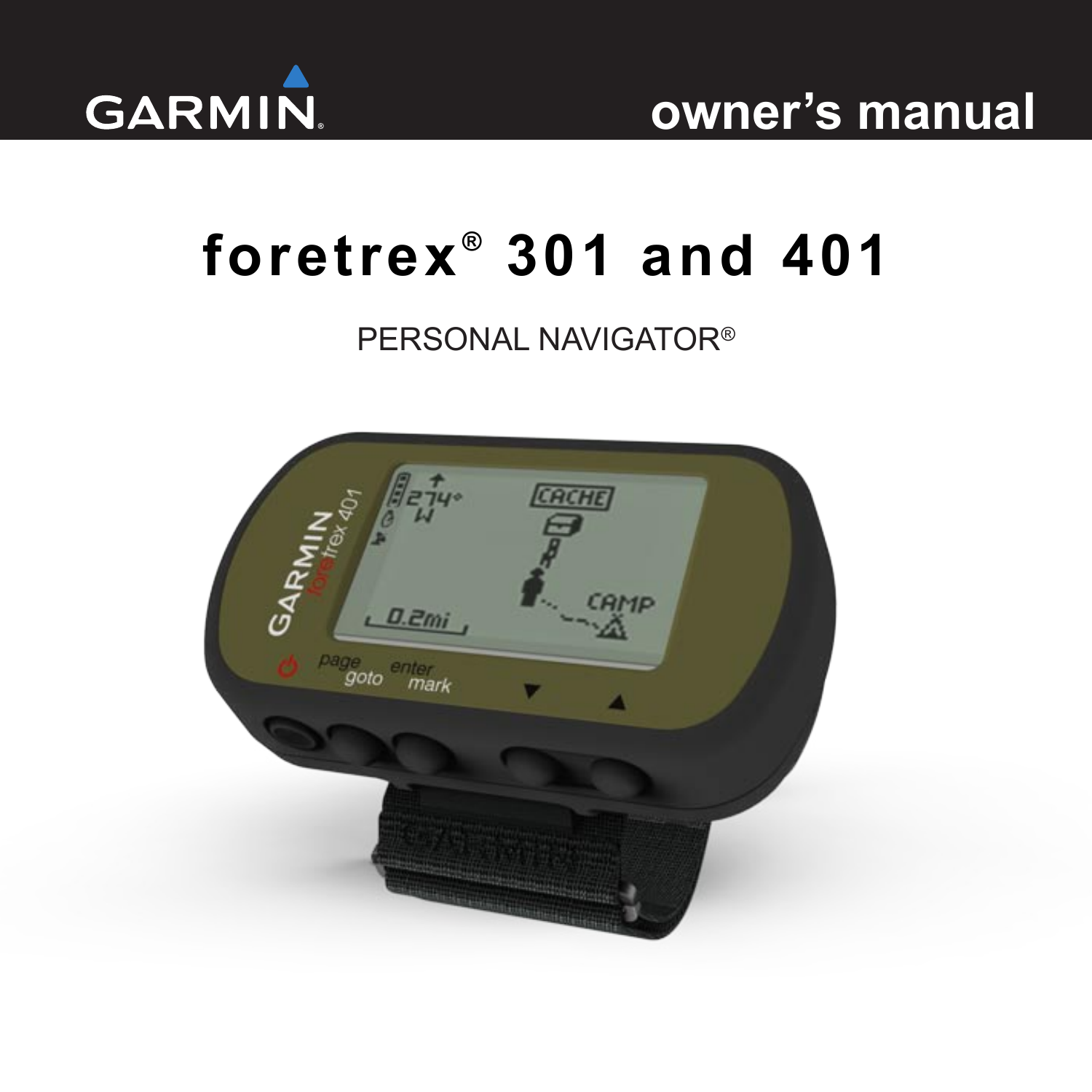GARMIN

owner's manual

# foretrex® 301 and 401

PERSONAL NAVIGATOR®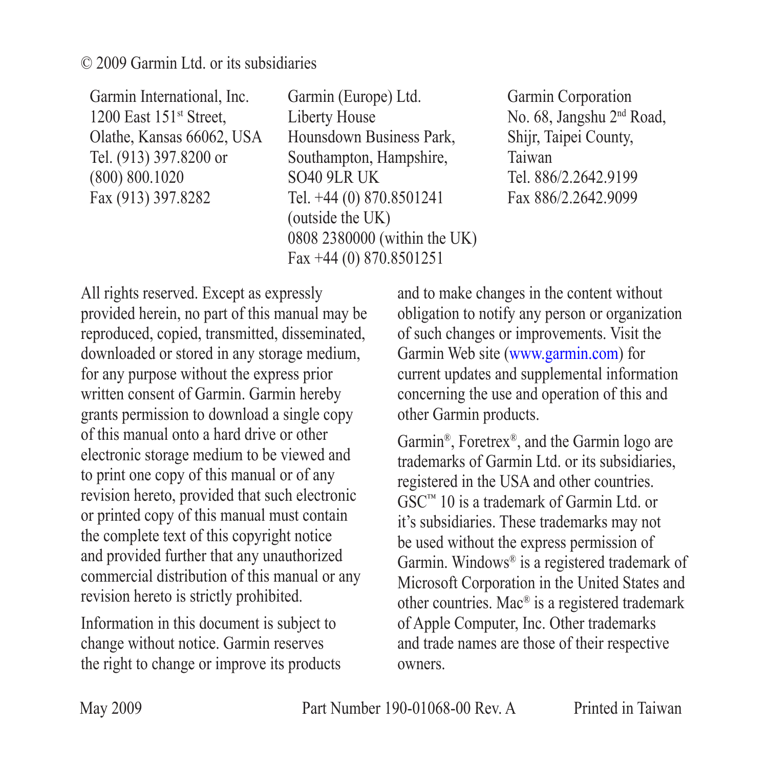© 2009 Garmin Ltd. or its subsidiaries

Garmin International, Inc.
1200 East 151st Street,
Olathe, Kansas 66062, USA
Tel. (913) 397.8200 or
(800) 800.1020
Fax (913) 397.8282

Garmin (Europe) Ltd.
Liberty House
Hounsdown Business Park,
Southampton, Hampshire,
SO40 9LR UK
Tel. +44 (0) 870.8501241
(outside the UK)
0808 2380000 (within the UK)
Fax +44 (0) 870.8501251

Garmin Corporation
No. 68, Jangshu 2nd Road,
Shijr, Taipei County,
Taiwan
Tel. 886/2.2642.9199
Fax 886/2.2642.9099

All rights reserved. Except as expressly provided herein, no part of this manual may be reproduced, copied, transmitted, disseminated, downloaded or stored in any storage medium, for any purpose without the express prior written consent of Garmin. Garmin hereby grants permission to download a single copy of this manual onto a hard drive or other electronic storage medium to be viewed and to print one copy of this manual or of any revision hereto, provided that such electronic or printed copy of this manual must contain the complete text of this copyright notice and provided further that any unauthorized commercial distribution of this manual or any revision hereto is strictly prohibited.

Information in this document is subject to change without notice. Garmin reserves the right to change or improve its products and to make changes in the content without obligation to notify any person or organization of such changes or improvements. Visit the Garmin Web site (www.garmin.com) for current updates and supplemental information concerning the use and operation of this and other Garmin products.

Garmin®, Foretrex®, and the Garmin logo are trademarks of Garmin Ltd. or its subsidiaries, registered in the USA and other countries. GSC™ 10 is a trademark of Garmin Ltd. or it's subsidiaries. These trademarks may not be used without the express permission of Garmin. Windows® is a registered trademark of Microsoft Corporation in the United States and other countries. Mac® is a registered trademark of Apple Computer, Inc. Other trademarks and trade names are those of their respective owners.

May 2009 Part Number 190-01068-00 Rev. A Printed in Taiwan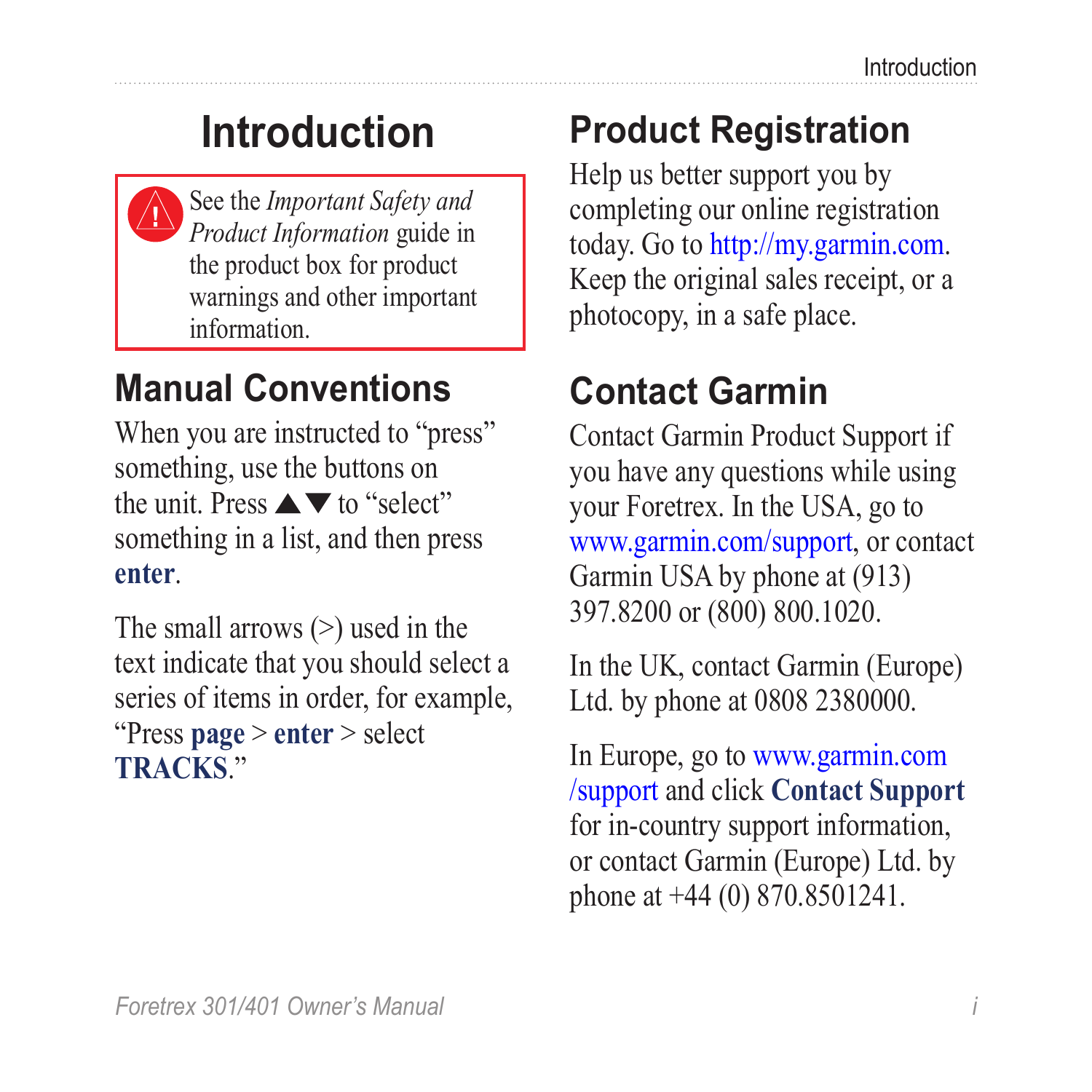# Introduction

> ⚠ See the *Important Safety and Product Information* guide in the product box for product warnings and other important information.

## Manual Conventions

When you are instructed to "press" something, use the buttons on the unit. Press ▲▼ to "select" something in a list, and then press **enter**.

The small arrows (>) used in the text indicate that you should select a series of items in order, for example, "Press **page** > **enter** > select **TRACKS**."

## Product Registration

Help us better support you by completing our online registration today. Go to http://my.garmin.com. Keep the original sales receipt, or a photocopy, in a safe place.

## Contact Garmin

Contact Garmin Product Support if you have any questions while using your Foretrex. In the USA, go to www.garmin.com/support, or contact Garmin USA by phone at (913) 397.8200 or (800) 800.1020.

In the UK, contact Garmin (Europe) Ltd. by phone at 0808 2380000.

In Europe, go to www.garmin.com/support and click **Contact Support** for in-country support information, or contact Garmin (Europe) Ltd. by phone at +44 (0) 870.8501241.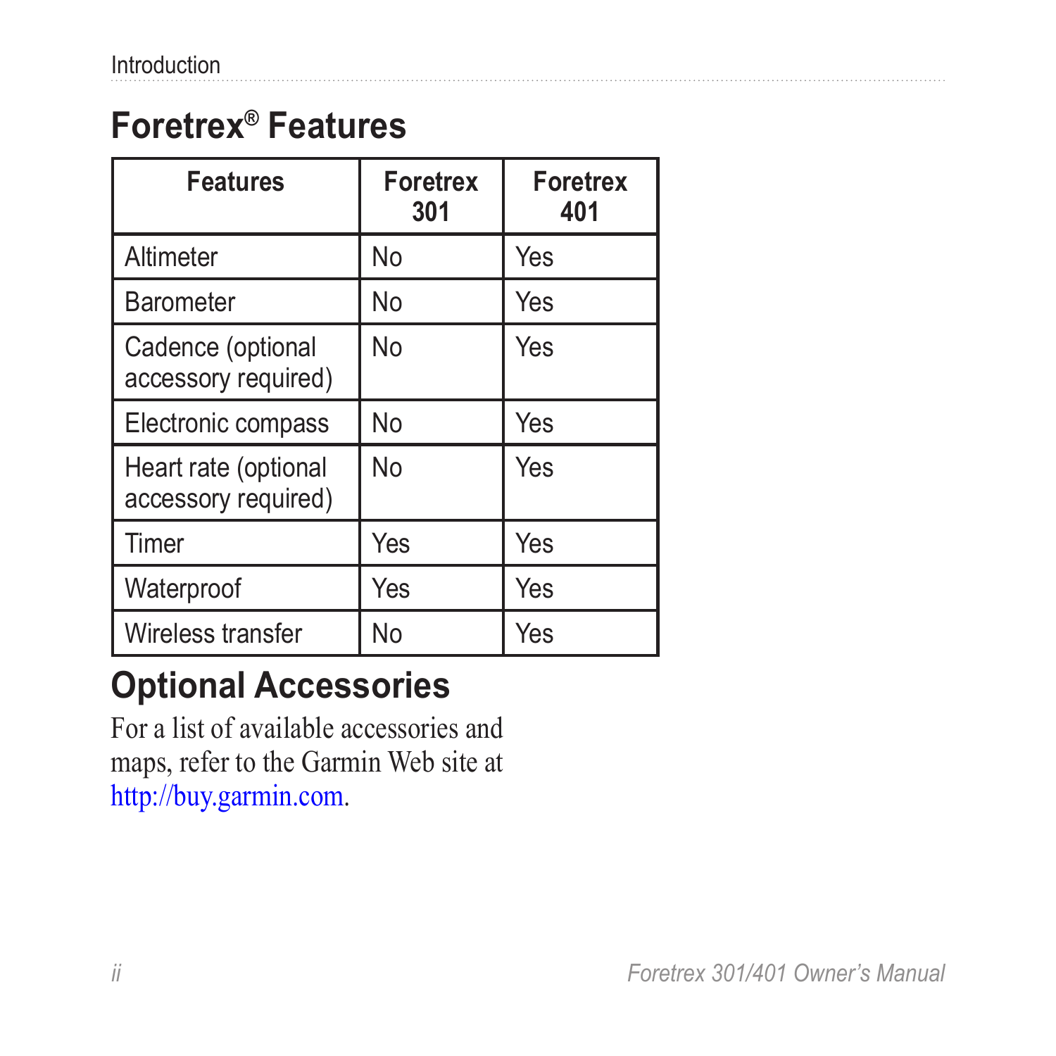# Foretrex® Features

| Features | Foretrex 301 | Foretrex 401 |
|---|---|---|
| Altimeter | No | Yes |
| Barometer | No | Yes |
| Cadence (optional accessory required) | No | Yes |
| Electronic compass | No | Yes |
| Heart rate (optional accessory required) | No | Yes |
| Timer | Yes | Yes |
| Waterproof | Yes | Yes |
| Wireless transfer | No | Yes |

# Optional Accessories

For a list of available accessories and maps, refer to the Garmin Web site at http://buy.garmin.com.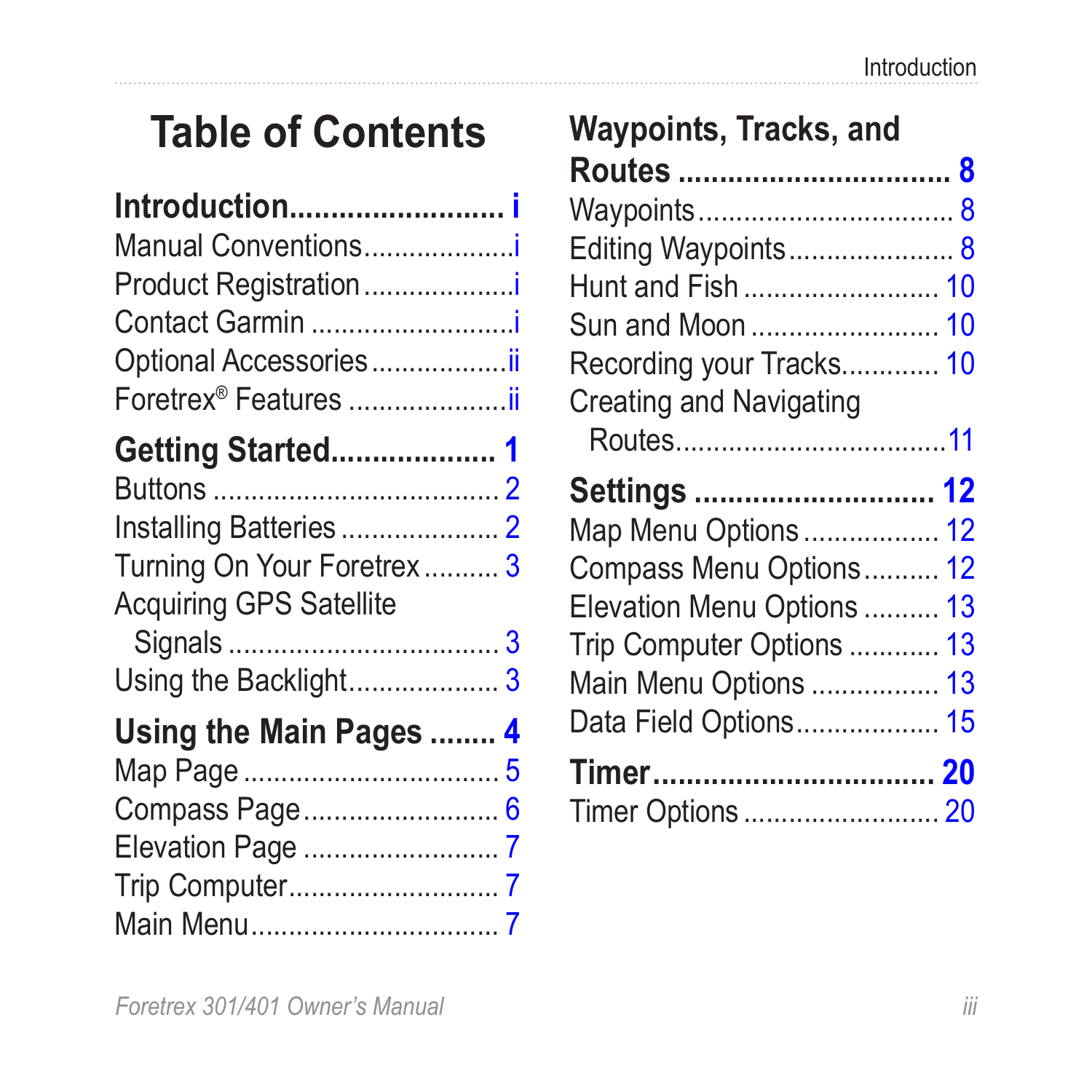# Table of Contents

**Introduction......................... i**

Manual Conventions...................i

Product Registration...................i

Contact Garmin ..........................i

Optional Accessories..................ii

Foretrex® Features .....................ii

**Getting Started.................... 1**

Buttons ..................................... 2

Installing Batteries ..................... 2

Turning On Your Foretrex .......... 3

Acquiring GPS Satellite Signals .................................... 3

Using the Backlight.................... 3

**Using the Main Pages ........ 4**

Map Page .................................. 5

Compass Page........................... 6

Elevation Page .......................... 7

Trip Computer............................ 7

Main Menu................................. 7

**Waypoints, Tracks, and Routes ................................ 8**

Waypoints.................................. 8

Editing Waypoints...................... 8

Hunt and Fish .......................... 10

Sun and Moon ......................... 10

Recording your Tracks............. 10

Creating and Navigating Routes....................................11

**Settings ............................ 12**

Map Menu Options .................. 12

Compass Menu Options.......... 12

Elevation Menu Options .......... 13

Trip Computer Options ............ 13

Main Menu Options ................. 13

Data Field Options................... 15

**Timer................................. 20**

Timer Options .......................... 20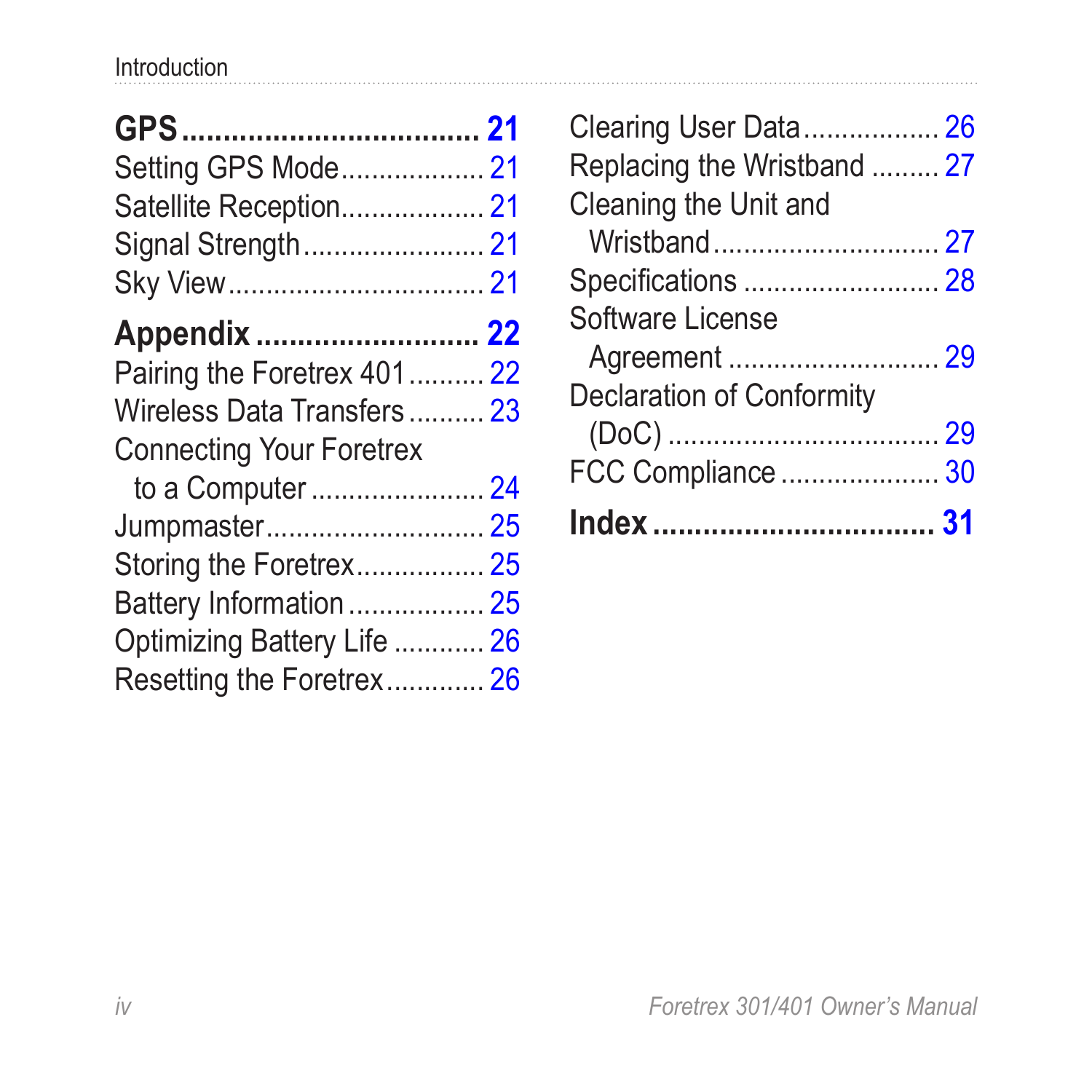**GPS ..................................... 21**

Setting GPS Mode................... 21

Satellite Reception................... 21

Signal Strength........................ 21

Sky View.................................. 21

**Appendix ........................... 22**

Pairing the Foretrex 401.......... 22

Wireless Data Transfers.......... 23

Connecting Your Foretrex to a Computer ....................... 24

Jumpmaster............................. 25

Storing the Foretrex................. 25

Battery Information.................. 25

Optimizing Battery Life ............ 26

Resetting the Foretrex............. 26

Clearing User Data.................. 26

Replacing the Wristband ......... 27

Cleaning the Unit and Wristband.............................. 27

Specifications .......................... 28

Software License Agreement ............................ 29

Declaration of Conformity (DoC) .................................... 29

FCC Compliance ..................... 30

**Index .................................. 31**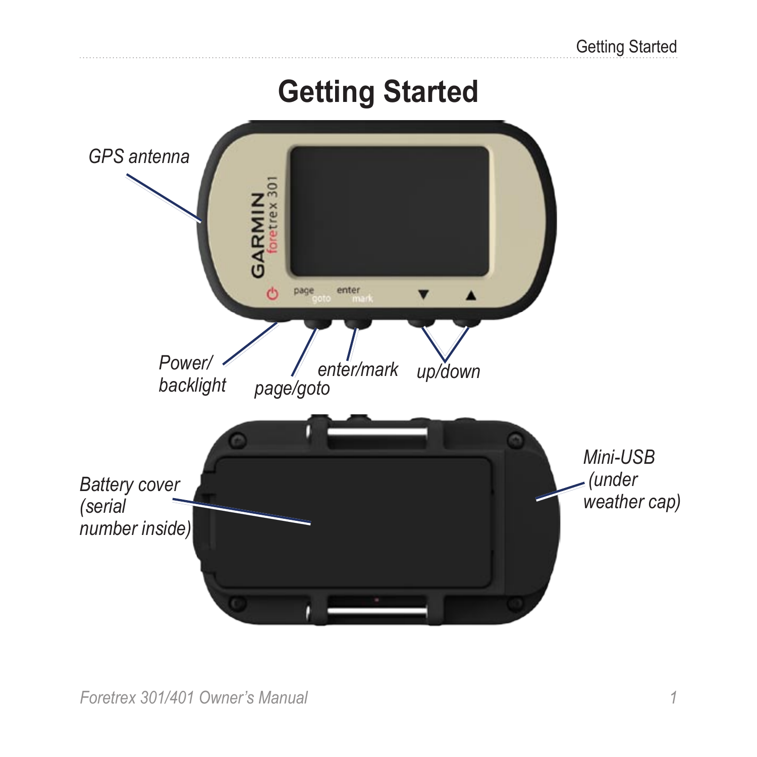# Getting Started

GPS antenna

Power/ backlight

page/goto

enter/mark

up/down

Battery cover (serial number inside)

Mini-USB (under weather cap)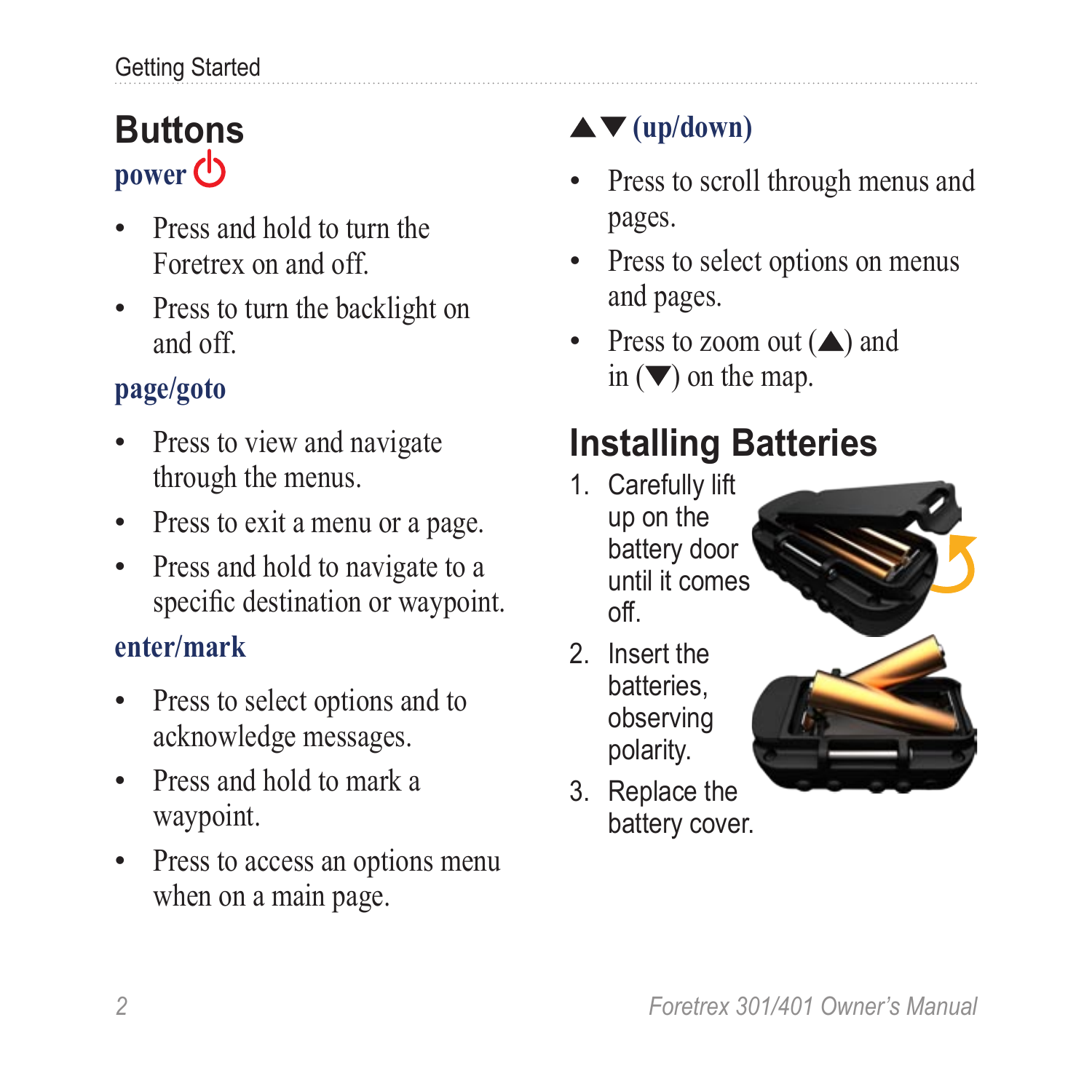## Buttons

### power ⏻

- Press and hold to turn the Foretrex on and off.
- Press to turn the backlight on and off.

### page/goto

- Press to view and navigate through the menus.
- Press to exit a menu or a page.
- Press and hold to navigate to a specific destination or waypoint.

### enter/mark

- Press to select options and to acknowledge messages.
- Press and hold to mark a waypoint.
- Press to access an options menu when on a main page.

### ▲▼ (up/down)

- Press to scroll through menus and pages.
- Press to select options on menus and pages.
- Press to zoom out (▲) and in (▼) on the map.

## Installing Batteries

1. Carefully lift up on the battery door until it comes off.
2. Insert the batteries, observing polarity.
3. Replace the battery cover.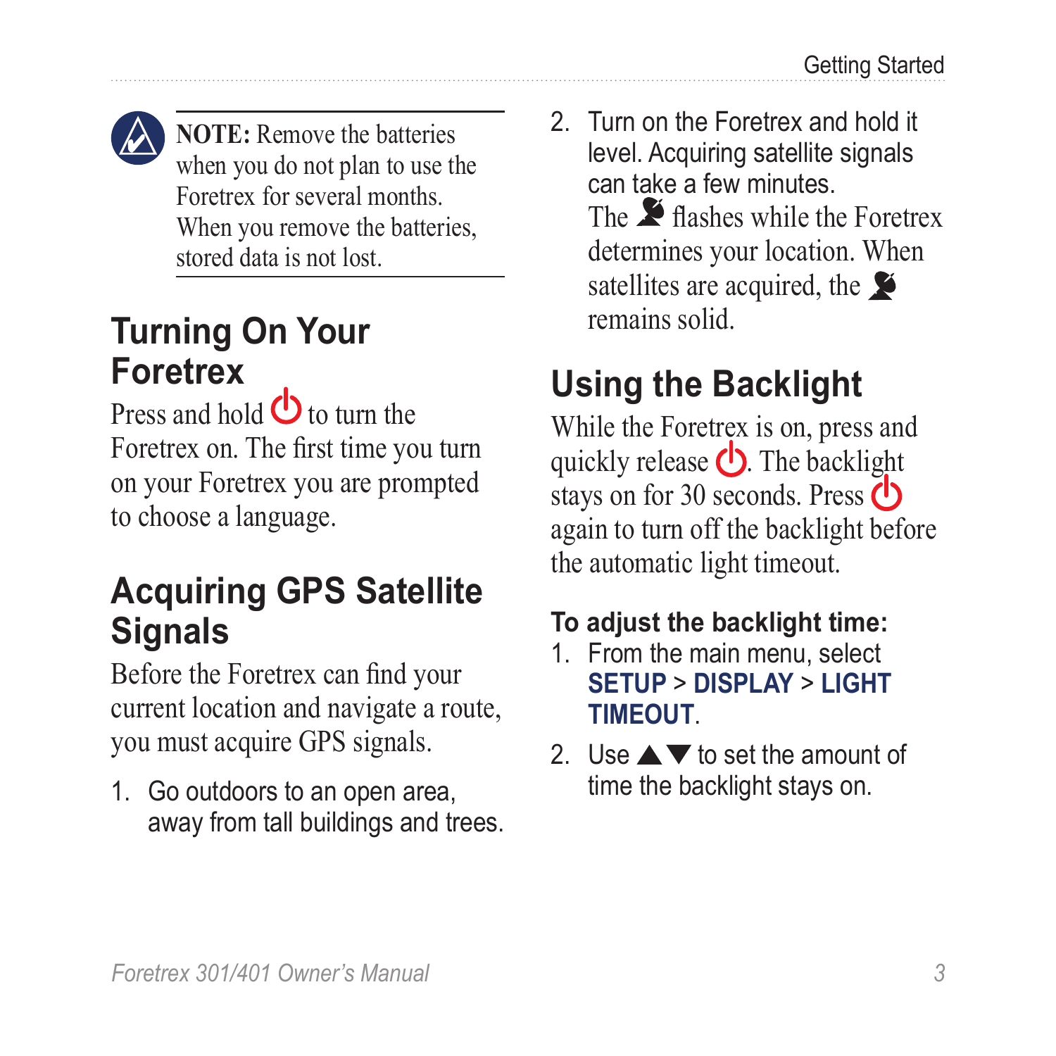**NOTE:** Remove the batteries when you do not plan to use the Foretrex for several months. When you remove the batteries, stored data is not lost.

## Turning On Your Foretrex

Press and hold ⏻ to turn the Foretrex on. The first time you turn on your Foretrex you are prompted to choose a language.

## Acquiring GPS Satellite Signals

Before the Foretrex can find your current location and navigate a route, you must acquire GPS signals.

1. Go outdoors to an open area, away from tall buildings and trees.
2. Turn on the Foretrex and hold it level. Acquiring satellite signals can take a few minutes.

   The satellite icon flashes while the Foretrex determines your location. When satellites are acquired, the satellite icon remains solid.

## Using the Backlight

While the Foretrex is on, press and quickly release ⏻. The backlight stays on for 30 seconds. Press ⏻ again to turn off the backlight before the automatic light timeout.

**To adjust the backlight time:**

1. From the main menu, select **SETUP** > **DISPLAY** > **LIGHT TIMEOUT**.
2. Use ▲▼ to set the amount of time the backlight stays on.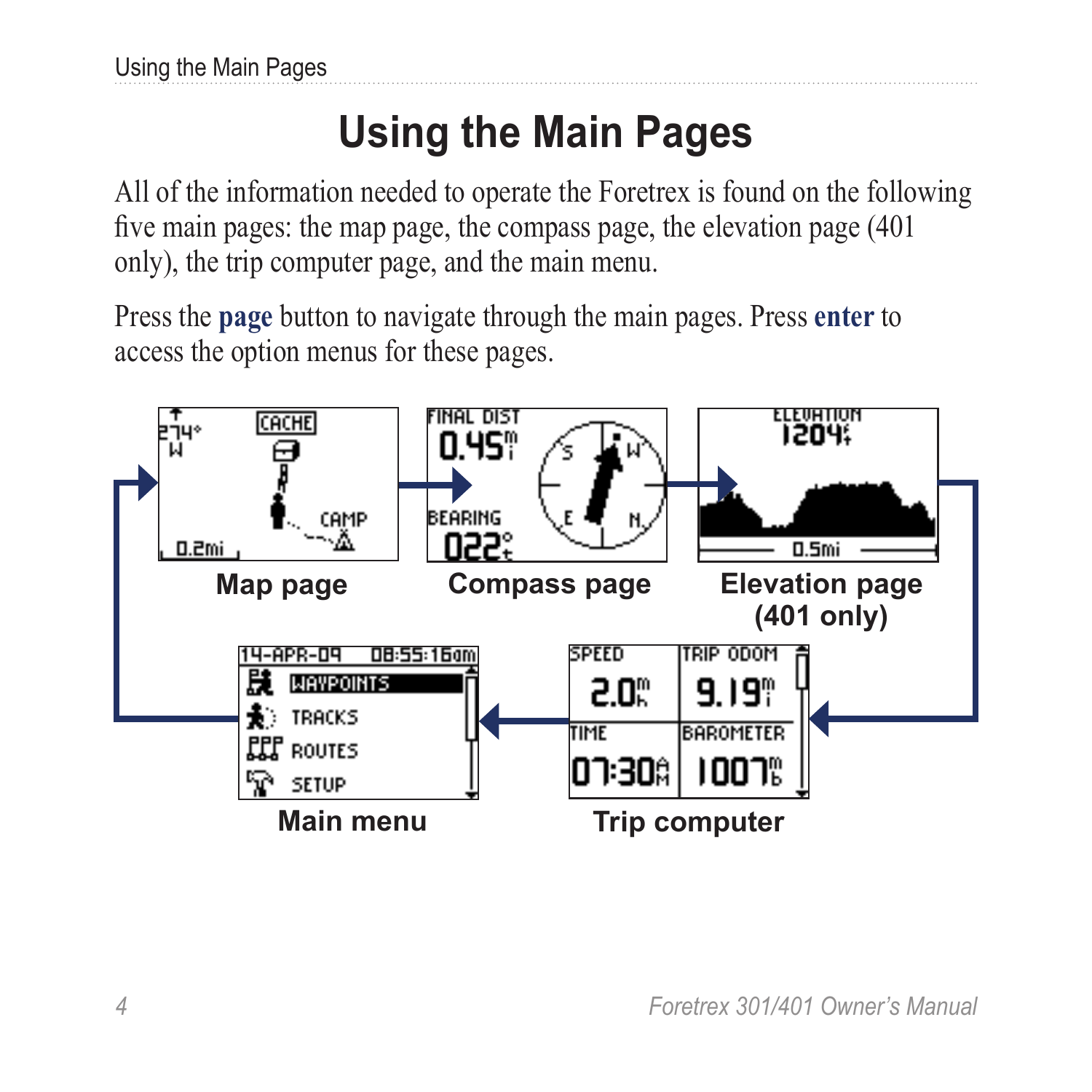# Using the Main Pages

All of the information needed to operate the Foretrex is found on the following five main pages: the map page, the compass page, the elevation page (401 only), the trip computer page, and the main menu.

Press the **page** button to navigate through the main pages. Press **enter** to access the option menus for these pages.

Map page

Compass page

Elevation page (401 only)

Main menu

Trip computer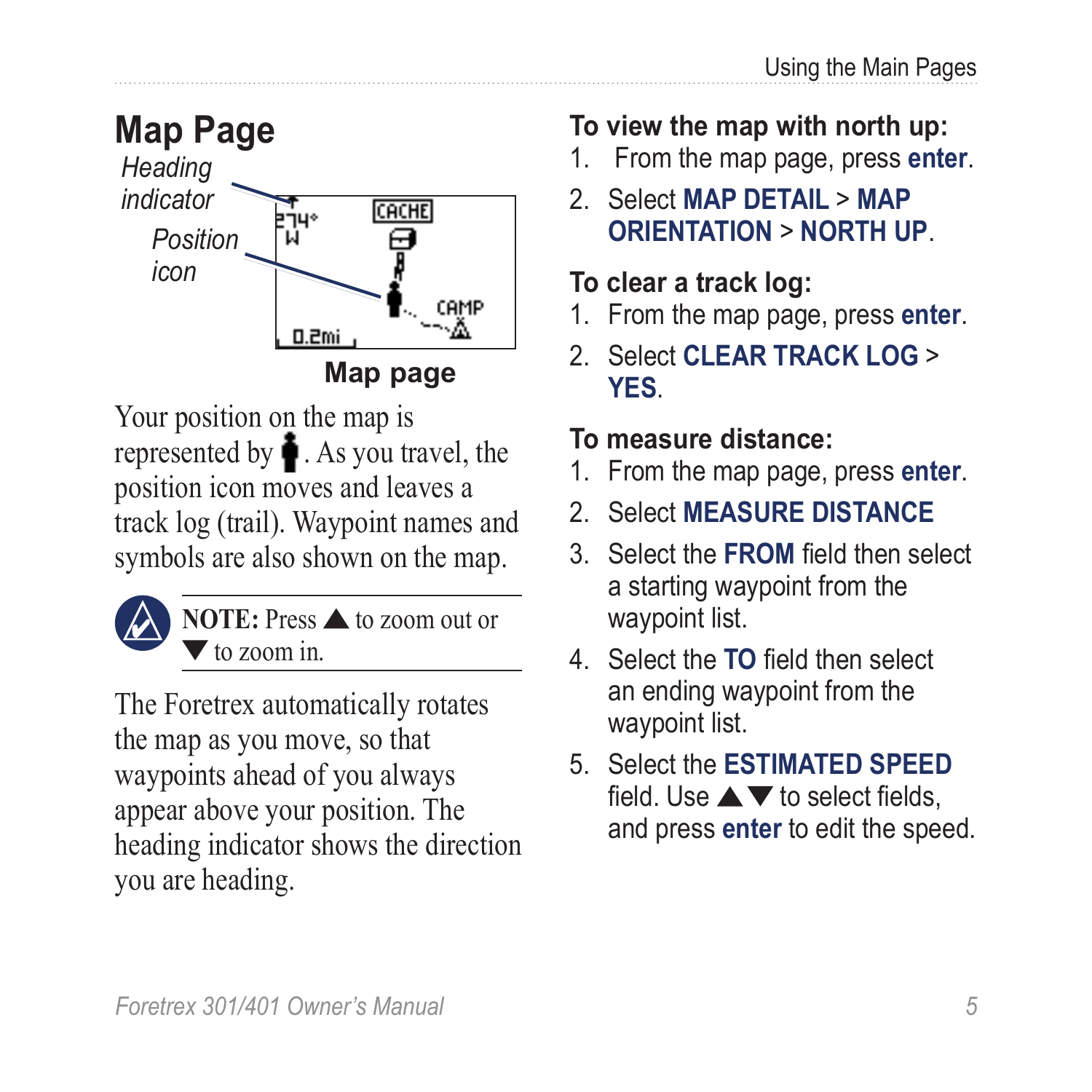## Map Page

Heading indicator

Position icon

**Map page**

Your position on the map is represented by ♟. As you travel, the position icon moves and leaves a track log (trail). Waypoint names and symbols are also shown on the map.

> **NOTE:** Press ▲ to zoom out or ▼ to zoom in.

The Foretrex automatically rotates the map as you move, so that waypoints ahead of you always appear above your position. The heading indicator shows the direction you are heading.

**To view the map with north up:**

1. From the map page, press **enter**.
2. Select **MAP DETAIL** > **MAP ORIENTATION** > **NORTH UP**.

**To clear a track log:**

1. From the map page, press **enter**.
2. Select **CLEAR TRACK LOG** > **YES**.

**To measure distance:**

1. From the map page, press **enter**.
2. Select **MEASURE DISTANCE**
3. Select the **FROM** field then select a starting waypoint from the waypoint list.
4. Select the **TO** field then select an ending waypoint from the waypoint list.
5. Select the **ESTIMATED SPEED** field. Use ▲▼ to select fields, and press **enter** to edit the speed.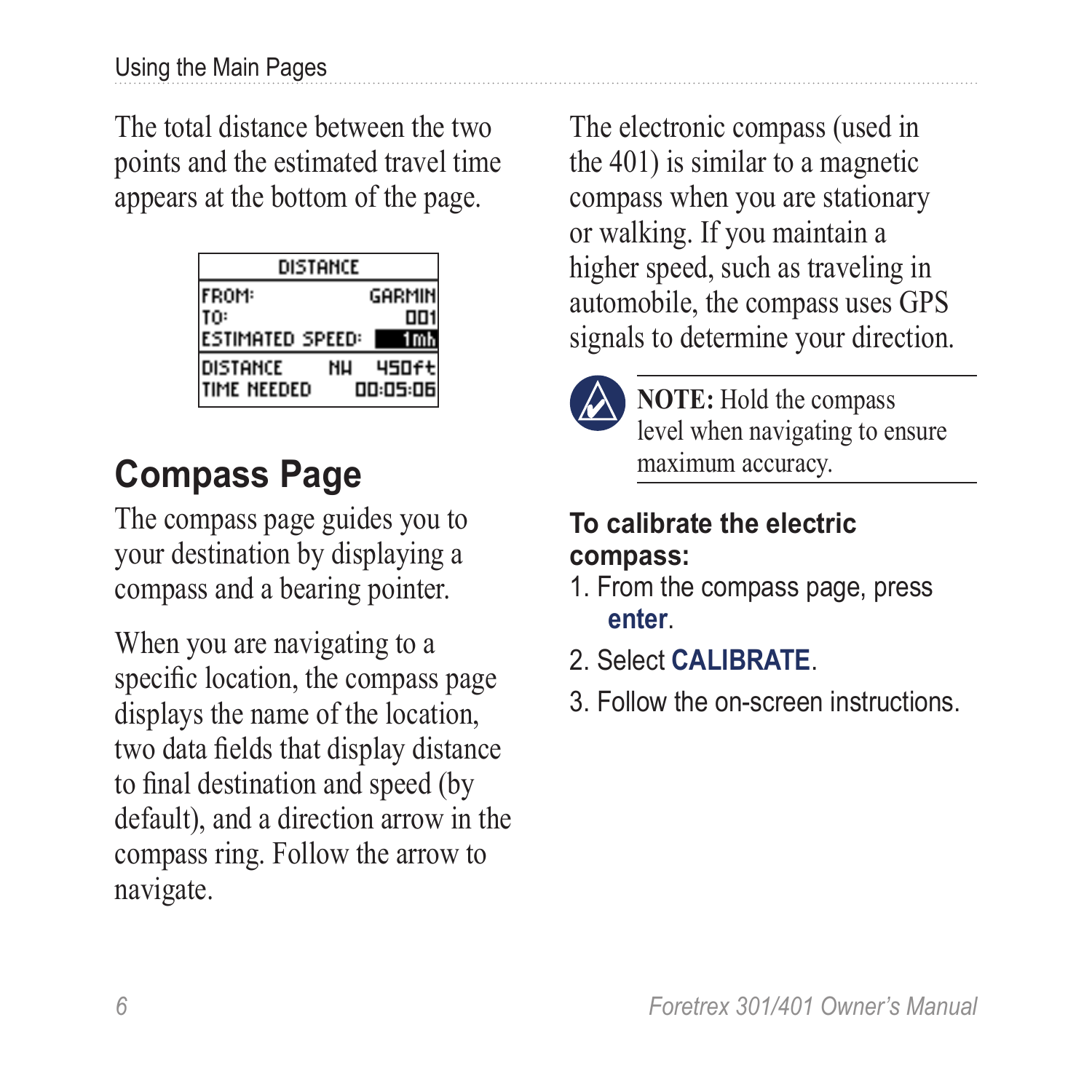The total distance between the two points and the estimated travel time appears at the bottom of the page.

| DISTANCE | | |
|---|---|---|
| FROM: | | GARMIN |
| TO: | | 001 |
| ESTIMATED SPEED: | | 1mh |
| DISTANCE | NW | 450ft |
| TIME NEEDED | | 00:05:06 |

## Compass Page

The compass page guides you to your destination by displaying a compass and a bearing pointer.

When you are navigating to a specific location, the compass page displays the name of the location, two data fields that display distance to final destination and speed (by default), and a direction arrow in the compass ring. Follow the arrow to navigate.

The electronic compass (used in the 401) is similar to a magnetic compass when you are stationary or walking. If you maintain a higher speed, such as traveling in automobile, the compass uses GPS signals to determine your direction.

**NOTE:** Hold the compass level when navigating to ensure maximum accuracy.

**To calibrate the electric compass:**

1. From the compass page, press **enter**.
2. Select **CALIBRATE**.
3. Follow the on-screen instructions.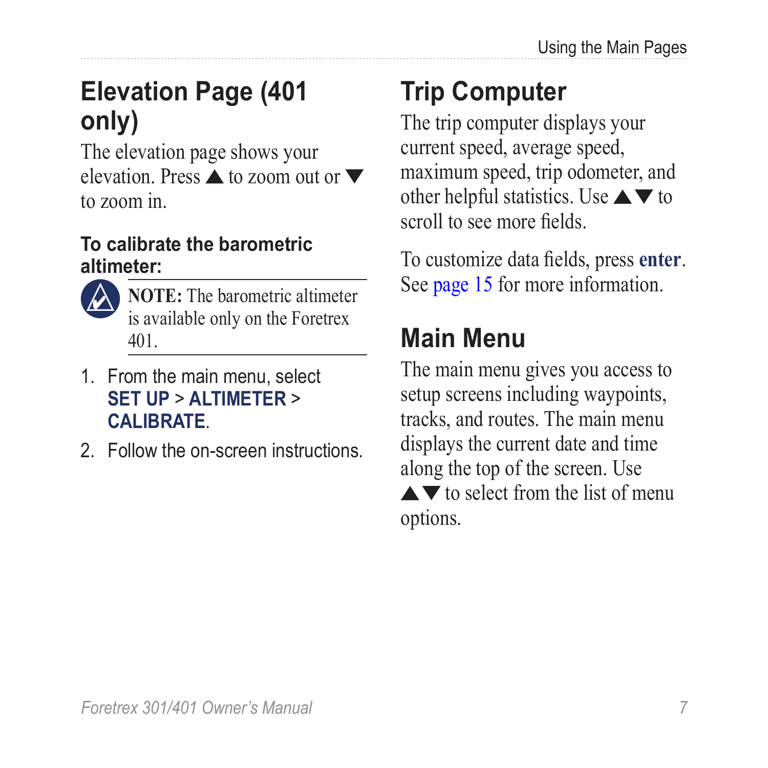## Elevation Page (401 only)

The elevation page shows your elevation. Press ▲ to zoom out or ▼ to zoom in.

### To calibrate the barometric altimeter:

**NOTE:** The barometric altimeter is available only on the Foretrex 401.

1. From the main menu, select **SET UP** > **ALTIMETER** > **CALIBRATE**.
2. Follow the on-screen instructions.

## Trip Computer

The trip computer displays your current speed, average speed, maximum speed, trip odometer, and other helpful statistics. Use ▲▼ to scroll to see more fields.

To customize data fields, press **enter**. See page 15 for more information.

## Main Menu

The main menu gives you access to setup screens including waypoints, tracks, and routes. The main menu displays the current date and time along the top of the screen. Use ▲▼ to select from the list of menu options.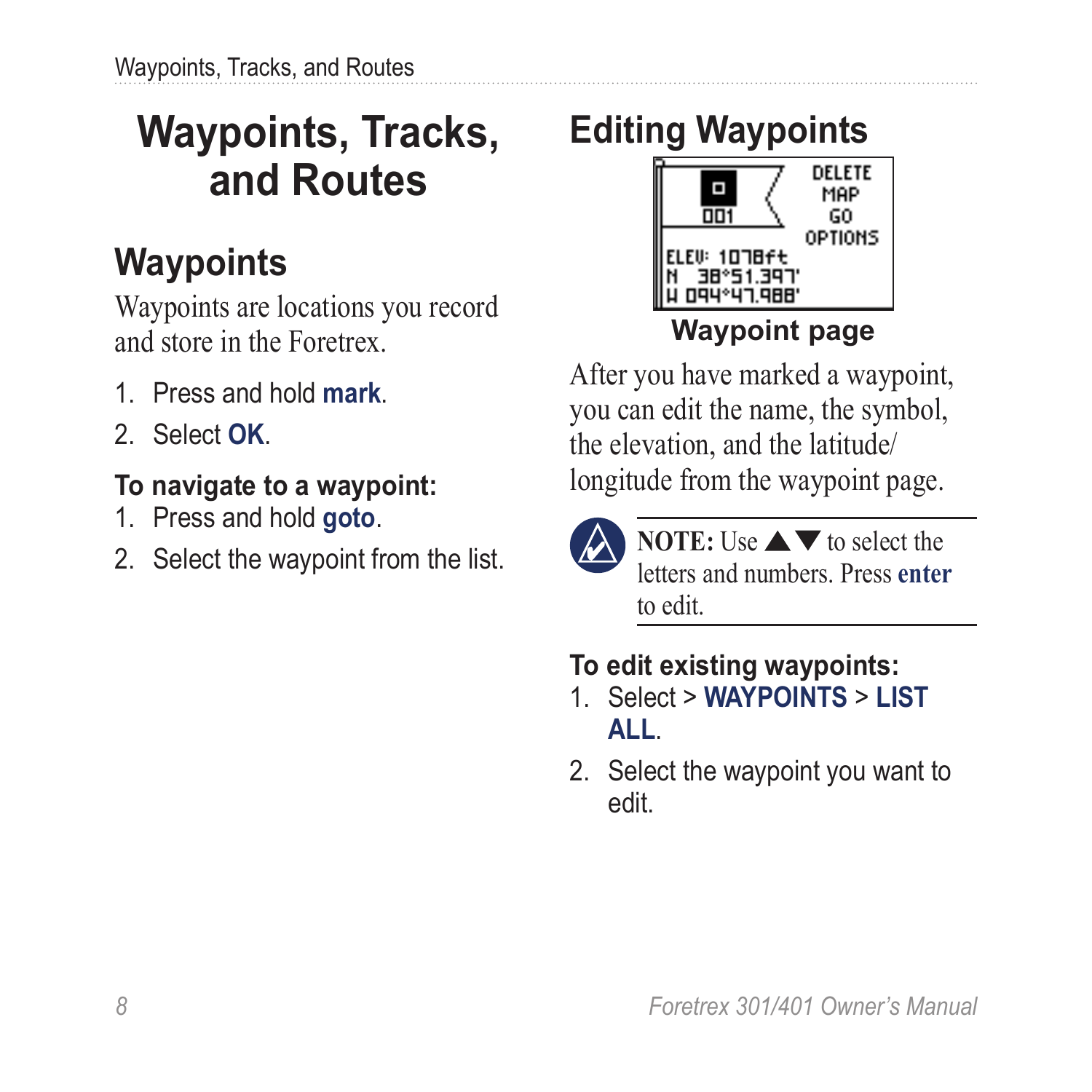# Waypoints, Tracks, and Routes

## Waypoints

Waypoints are locations you record and store in the Foretrex.

1. Press and hold **mark**.
2. Select **OK**.

**To navigate to a waypoint:**

1. Press and hold **goto**.
2. Select the waypoint from the list.

## Editing Waypoints

Waypoint page

After you have marked a waypoint, you can edit the name, the symbol, the elevation, and the latitude/longitude from the waypoint page.

**NOTE:** Use ▲▼ to select the letters and numbers. Press **enter** to edit.

**To edit existing waypoints:**

1. Select > **WAYPOINTS** > **LIST ALL**.
2. Select the waypoint you want to edit.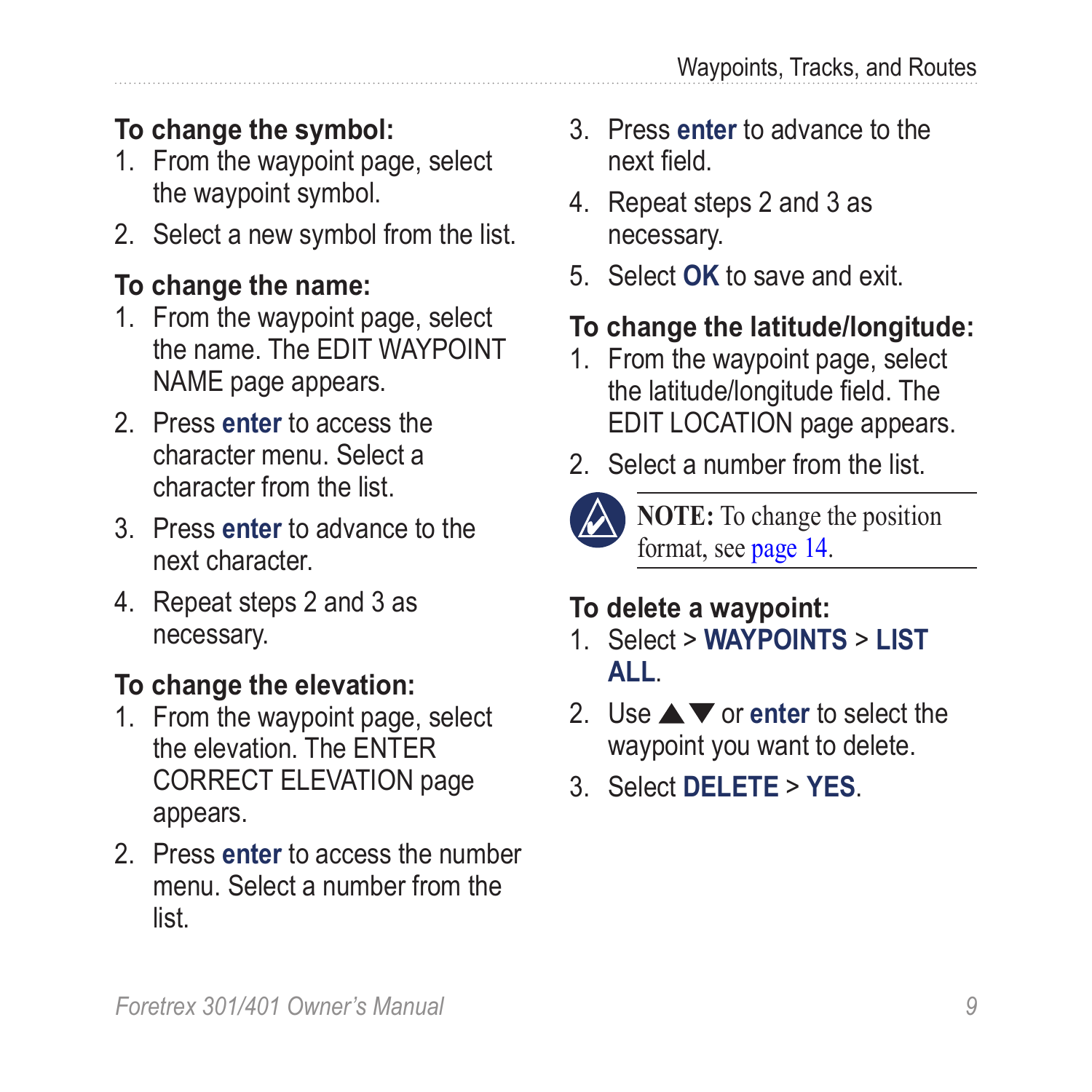**To change the symbol:**

1. From the waypoint page, select the waypoint symbol.
2. Select a new symbol from the list.

**To change the name:**

1. From the waypoint page, select the name. The EDIT WAYPOINT NAME page appears.
2. Press **enter** to access the character menu. Select a character from the list.
3. Press **enter** to advance to the next character.
4. Repeat steps 2 and 3 as necessary.

**To change the elevation:**

1. From the waypoint page, select the elevation. The ENTER CORRECT ELEVATION page appears.
2. Press **enter** to access the number menu. Select a number from the list.
3. Press **enter** to advance to the next field.
4. Repeat steps 2 and 3 as necessary.
5. Select **OK** to save and exit.

**To change the latitude/longitude:**

1. From the waypoint page, select the latitude/longitude field. The EDIT LOCATION page appears.
2. Select a number from the list.

**NOTE:** To change the position format, see page 14.

**To delete a waypoint:**

1. Select > **WAYPOINTS** > **LIST ALL**.
2. Use ▲▼ or **enter** to select the waypoint you want to delete.
3. Select **DELETE** > **YES**.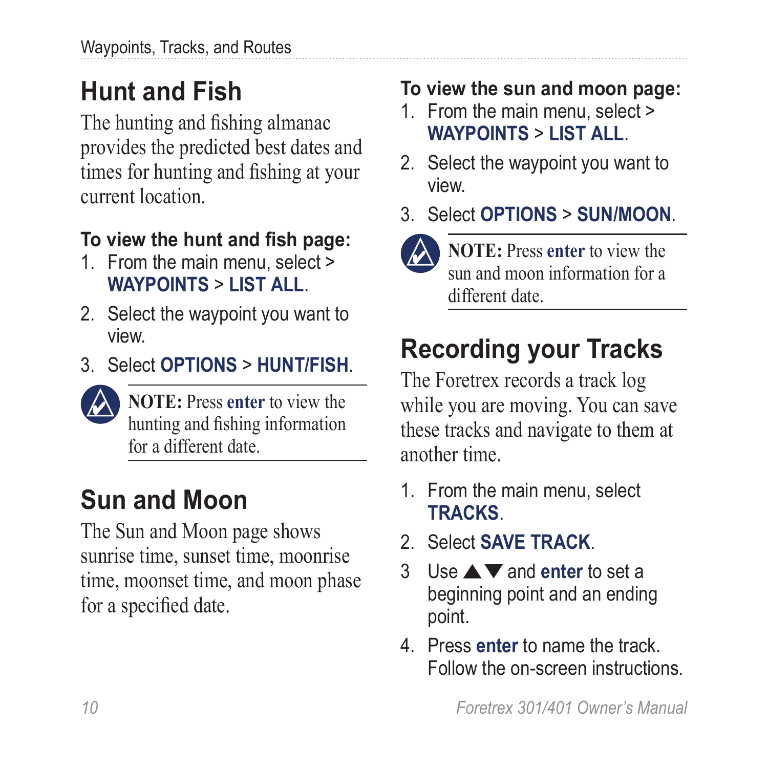## Hunt and Fish

The hunting and fishing almanac provides the predicted best dates and times for hunting and fishing at your current location.

**To view the hunt and fish page:**

1. From the main menu, select > **WAYPOINTS** > **LIST ALL**.
2. Select the waypoint you want to view.
3. Select **OPTIONS** > **HUNT/FISH**.

**NOTE:** Press **enter** to view the hunting and fishing information for a different date.

## Sun and Moon

The Sun and Moon page shows sunrise time, sunset time, moonrise time, moonset time, and moon phase for a specified date.

**To view the sun and moon page:**

1. From the main menu, select > **WAYPOINTS** > **LIST ALL**.
2. Select the waypoint you want to view.
3. Select **OPTIONS** > **SUN/MOON**.

**NOTE:** Press **enter** to view the sun and moon information for a different date.

## Recording your Tracks

The Foretrex records a track log while you are moving. You can save these tracks and navigate to them at another time.

1. From the main menu, select **TRACKS**.
2. Select **SAVE TRACK**.
3. Use ▲▼ and **enter** to set a beginning point and an ending point.
4. Press **enter** to name the track. Follow the on-screen instructions.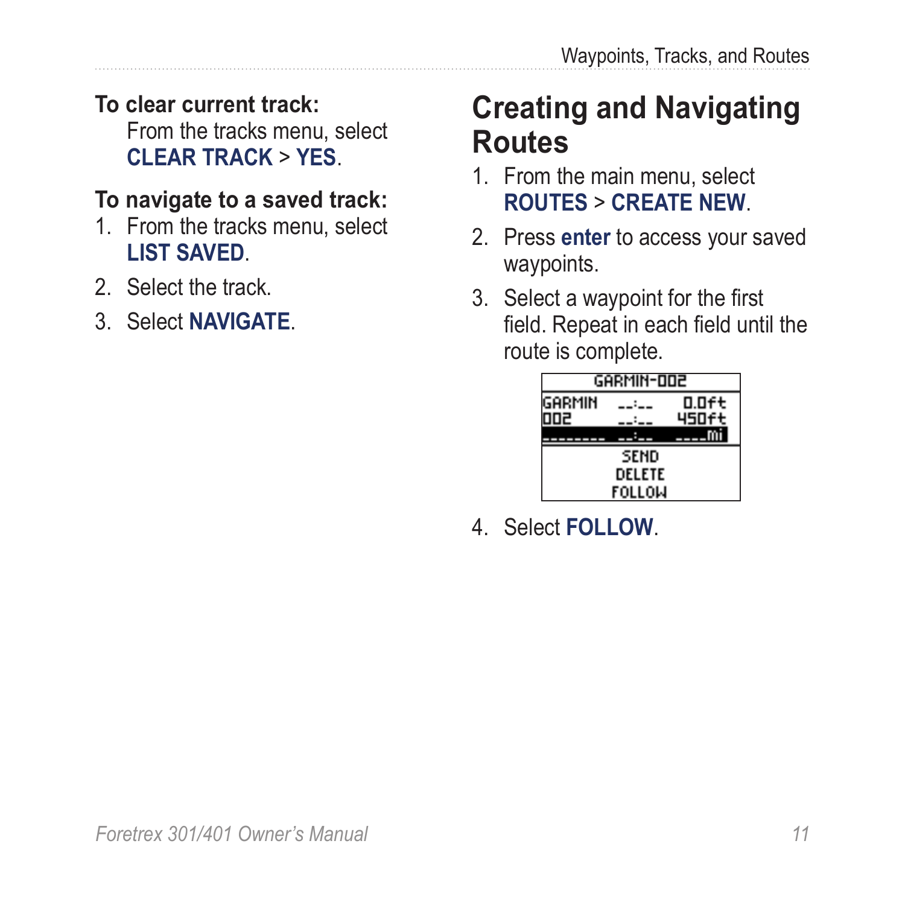**To clear current track:**

From the tracks menu, select **CLEAR TRACK** > **YES**.

**To navigate to a saved track:**

1. From the tracks menu, select **LIST SAVED**.
2. Select the track.
3. Select **NAVIGATE**.

## Creating and Navigating Routes

1. From the main menu, select **ROUTES** > **CREATE NEW**.
2. Press **enter** to access your saved waypoints.
3. Select a waypoint for the first field. Repeat in each field until the route is complete.
4. Select **FOLLOW**.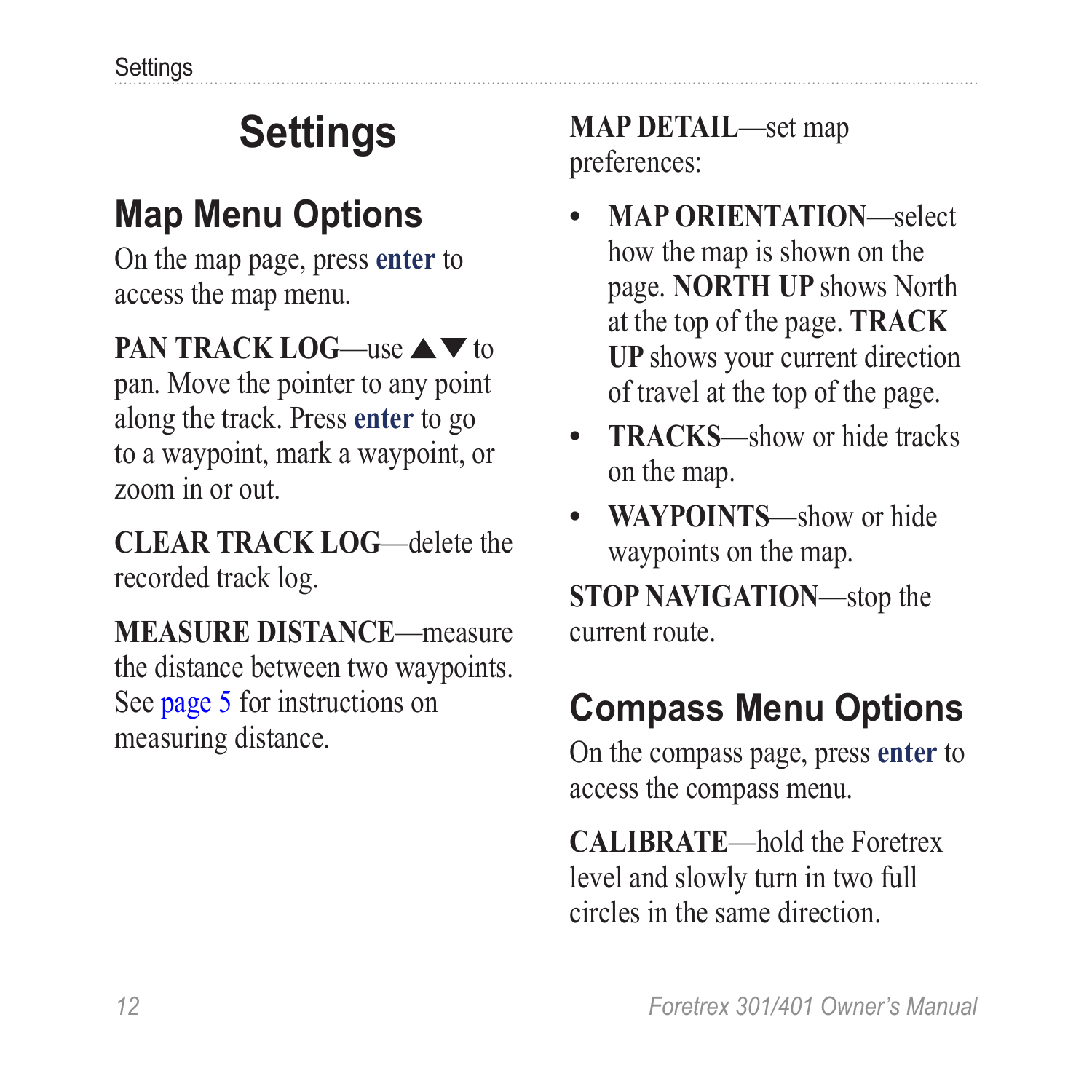# Settings

## Map Menu Options

On the map page, press **enter** to access the map menu.

**PAN TRACK LOG**—use ▲▼ to pan. Move the pointer to any point along the track. Press **enter** to go to a waypoint, mark a waypoint, or zoom in or out.

**CLEAR TRACK LOG**—delete the recorded track log.

**MEASURE DISTANCE**—measure the distance between two waypoints. See page 5 for instructions on measuring distance.

**MAP DETAIL**—set map preferences:

- **MAP ORIENTATION**—select how the map is shown on the page. **NORTH UP** shows North at the top of the page. **TRACK UP** shows your current direction of travel at the top of the page.
- **TRACKS**—show or hide tracks on the map.
- **WAYPOINTS**—show or hide waypoints on the map.

**STOP NAVIGATION**—stop the current route.

## Compass Menu Options

On the compass page, press **enter** to access the compass menu.

**CALIBRATE**—hold the Foretrex level and slowly turn in two full circles in the same direction.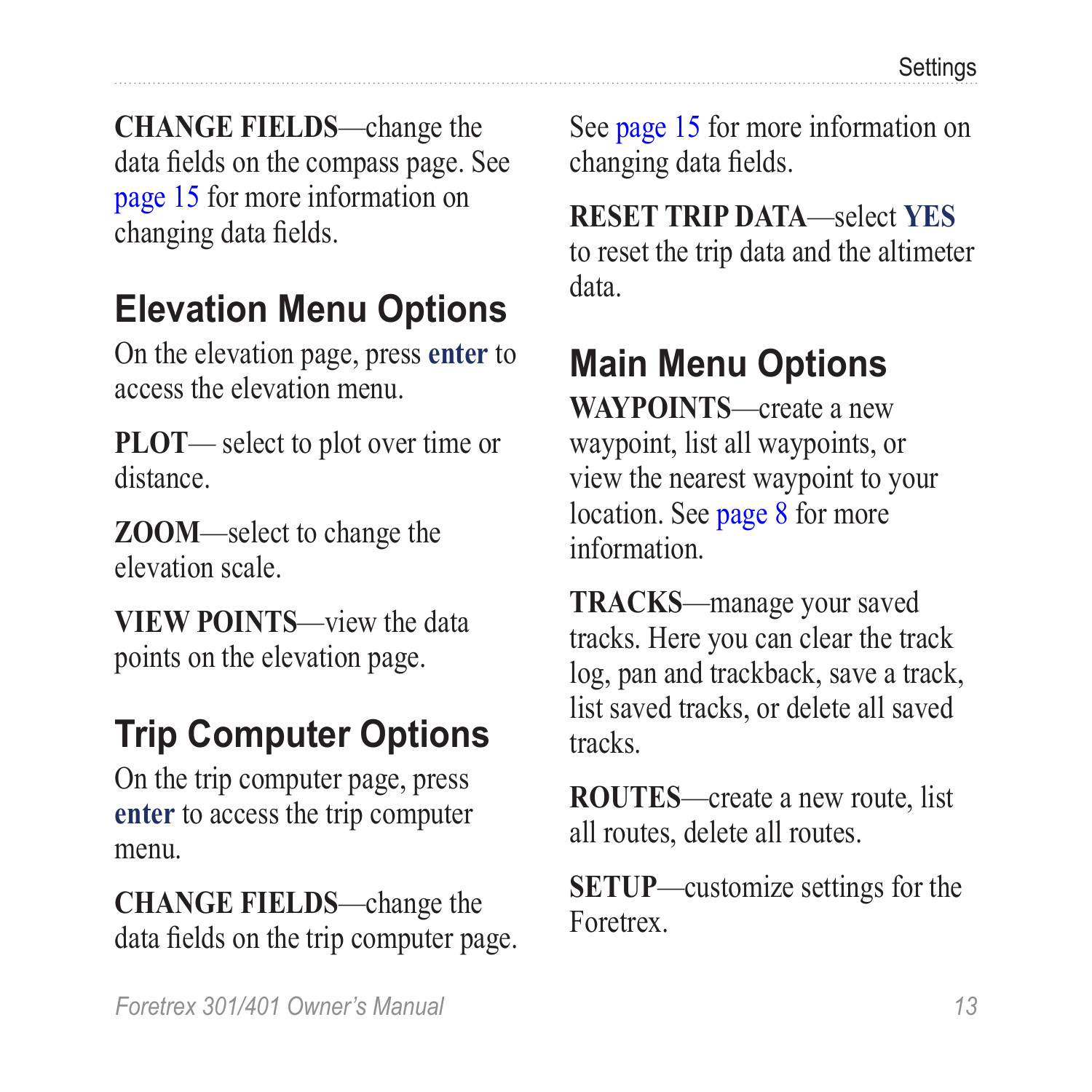**CHANGE FIELDS**—change the data fields on the compass page. See page 15 for more information on changing data fields.

## Elevation Menu Options

On the elevation page, press **enter** to access the elevation menu.

**PLOT**— select to plot over time or distance.

**ZOOM**—select to change the elevation scale.

**VIEW POINTS**—view the data points on the elevation page.

## Trip Computer Options

On the trip computer page, press **enter** to access the trip computer menu.

**CHANGE FIELDS**—change the data fields on the trip computer page. See page 15 for more information on changing data fields.

**RESET TRIP DATA**—select **YES** to reset the trip data and the altimeter data.

## Main Menu Options

**WAYPOINTS**—create a new waypoint, list all waypoints, or view the nearest waypoint to your location. See page 8 for more information.

**TRACKS**—manage your saved tracks. Here you can clear the track log, pan and trackback, save a track, list saved tracks, or delete all saved tracks.

**ROUTES**—create a new route, list all routes, delete all routes.

**SETUP**—customize settings for the Foretrex.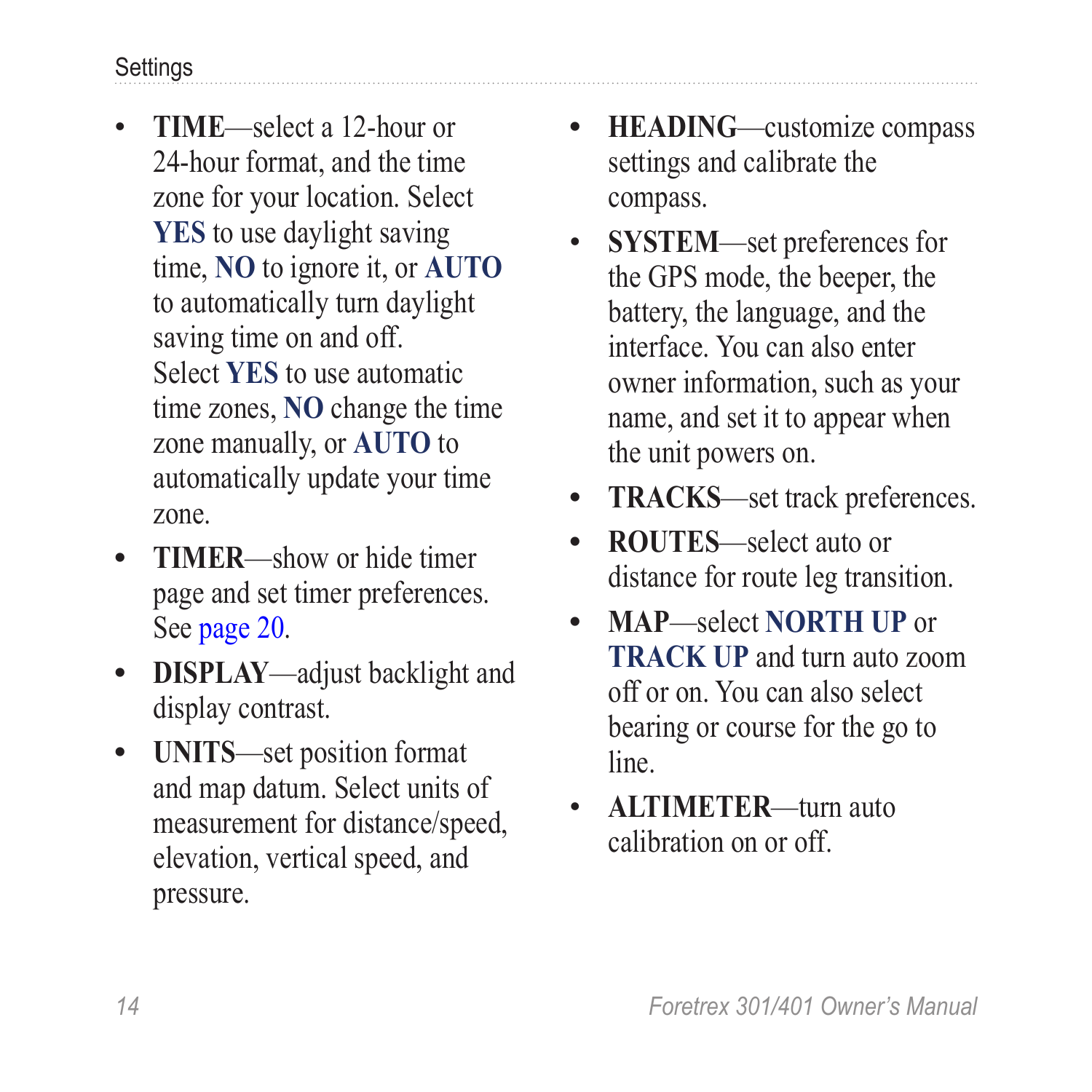- **TIME**—select a 12-hour or 24-hour format, and the time zone for your location. Select **YES** to use daylight saving time, **NO** to ignore it, or **AUTO** to automatically turn daylight saving time on and off. Select **YES** to use automatic time zones, **NO** change the time zone manually, or **AUTO** to automatically update your time zone.
- **TIMER**—show or hide timer page and set timer preferences. See page 20.
- **DISPLAY**—adjust backlight and display contrast.
- **UNITS**—set position format and map datum. Select units of measurement for distance/speed, elevation, vertical speed, and pressure.
- **HEADING**—customize compass settings and calibrate the compass.
- **SYSTEM**—set preferences for the GPS mode, the beeper, the battery, the language, and the interface. You can also enter owner information, such as your name, and set it to appear when the unit powers on.
- **TRACKS**—set track preferences.
- **ROUTES**—select auto or distance for route leg transition.
- **MAP**—select **NORTH UP** or **TRACK UP** and turn auto zoom off or on. You can also select bearing or course for the go to line.
- **ALTIMETER**—turn auto calibration on or off.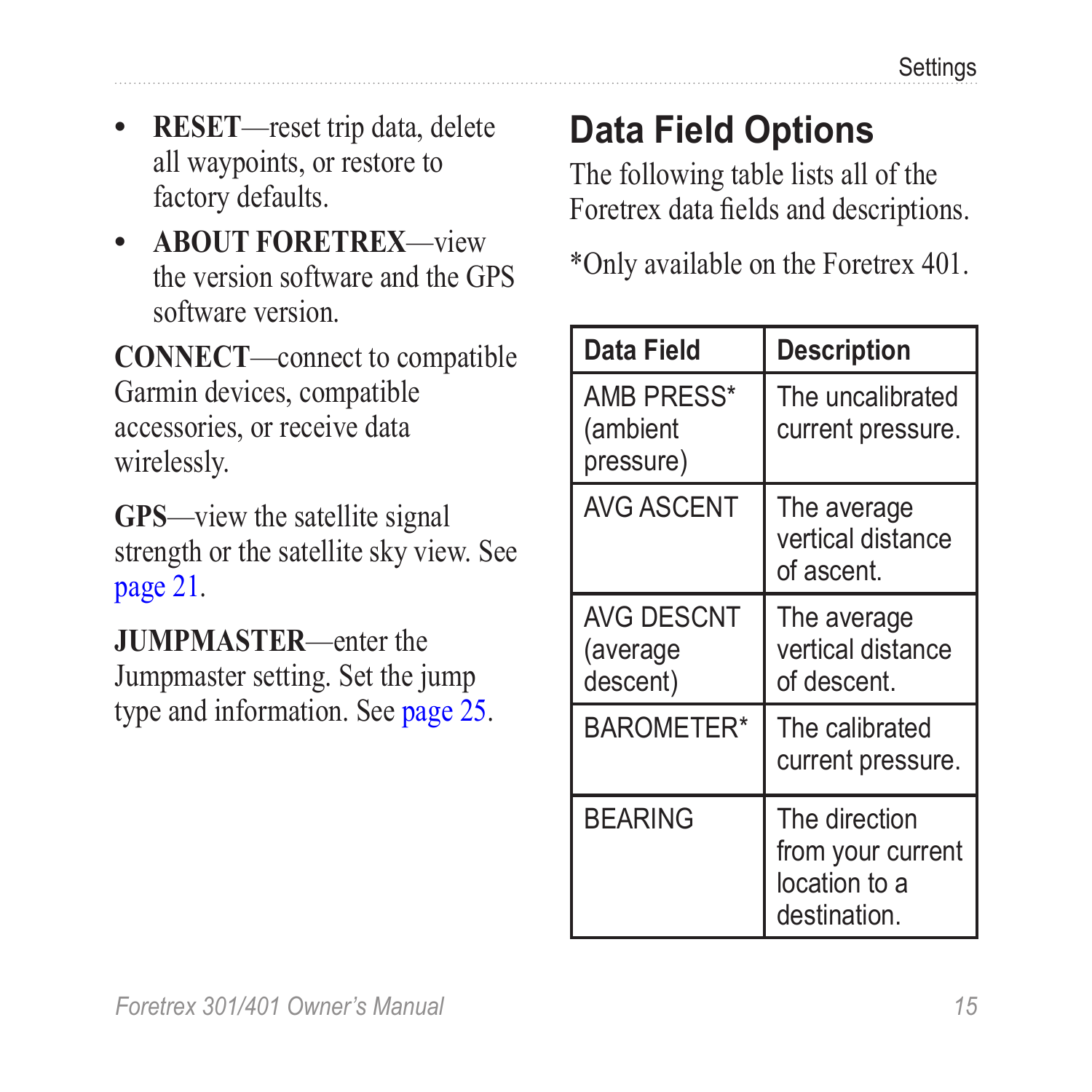- **RESET**—reset trip data, delete all waypoints, or restore to factory defaults.
- **ABOUT FORETREX**—view the version software and the GPS software version.

**CONNECT**—connect to compatible Garmin devices, compatible accessories, or receive data wirelessly.

**GPS**—view the satellite signal strength or the satellite sky view. See page 21.

**JUMPMASTER**—enter the Jumpmaster setting. Set the jump type and information. See page 25.

## Data Field Options

The following table lists all of the Foretrex data fields and descriptions.

*Only available on the Foretrex 401.

| Data Field | Description |
|---|---|
| AMB PRESS* (ambient pressure) | The uncalibrated current pressure. |
| AVG ASCENT | The average vertical distance of ascent. |
| AVG DESCNT (average descent) | The average vertical distance of descent. |
| BAROMETER* | The calibrated current pressure. |
| BEARING | The direction from your current location to a destination. |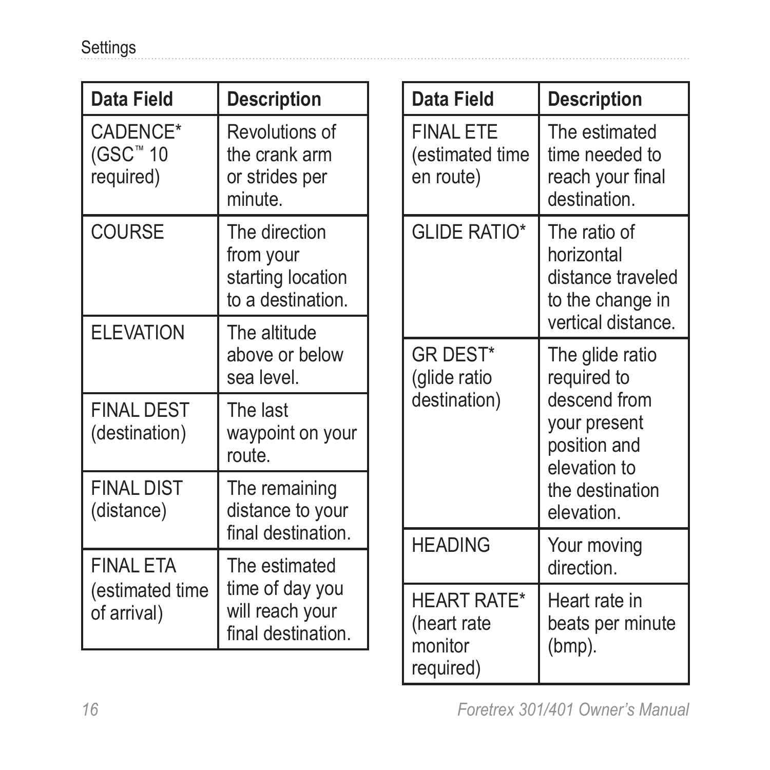| Data Field | Description |
|---|---|
| CADENCE* (GSC™ 10 required) | Revolutions of the crank arm or strides per minute. |
| COURSE | The direction from your starting location to a destination. |
| ELEVATION | The altitude above or below sea level. |
| FINAL DEST (destination) | The last waypoint on your route. |
| FINAL DIST (distance) | The remaining distance to your final destination. |
| FINAL ETA (estimated time of arrival) | The estimated time of day you will reach your final destination. |

| Data Field | Description |
|---|---|
| FINAL ETE (estimated time en route) | The estimated time needed to reach your final destination. |
| GLIDE RATIO* | The ratio of horizontal distance traveled to the change in vertical distance. |
| GR DEST* (glide ratio destination) | The glide ratio required to descend from your present position and elevation to the destination elevation. |
| HEADING | Your moving direction. |
| HEART RATE* (heart rate monitor required) | Heart rate in beats per minute (bmp). |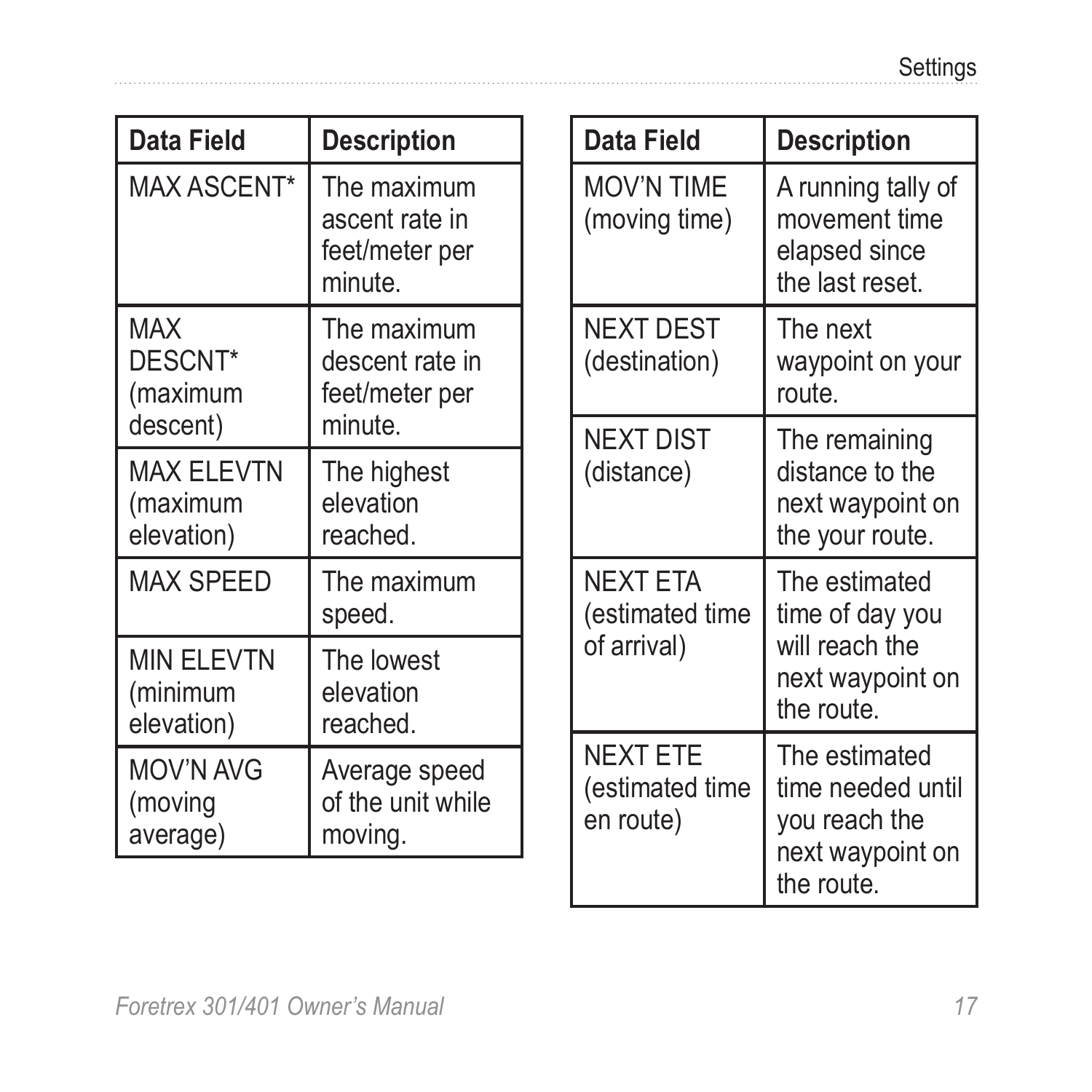| Data Field | Description |
|---|---|
| MAX ASCENT* | The maximum ascent rate in feet/meter per minute. |
| MAX DESCNT* (maximum descent) | The maximum descent rate in feet/meter per minute. |
| MAX ELEVTN (maximum elevation) | The highest elevation reached. |
| MAX SPEED | The maximum speed. |
| MIN ELEVTN (minimum elevation) | The lowest elevation reached. |
| MOV'N AVG (moving average) | Average speed of the unit while moving. |

| Data Field | Description |
|---|---|
| MOV'N TIME (moving time) | A running tally of movement time elapsed since the last reset. |
| NEXT DEST (destination) | The next waypoint on your route. |
| NEXT DIST (distance) | The remaining distance to the next waypoint on the your route. |
| NEXT ETA (estimated time of arrival) | The estimated time of day you will reach the next waypoint on the route. |
| NEXT ETE (estimated time en route) | The estimated time needed until you reach the next waypoint on the route. |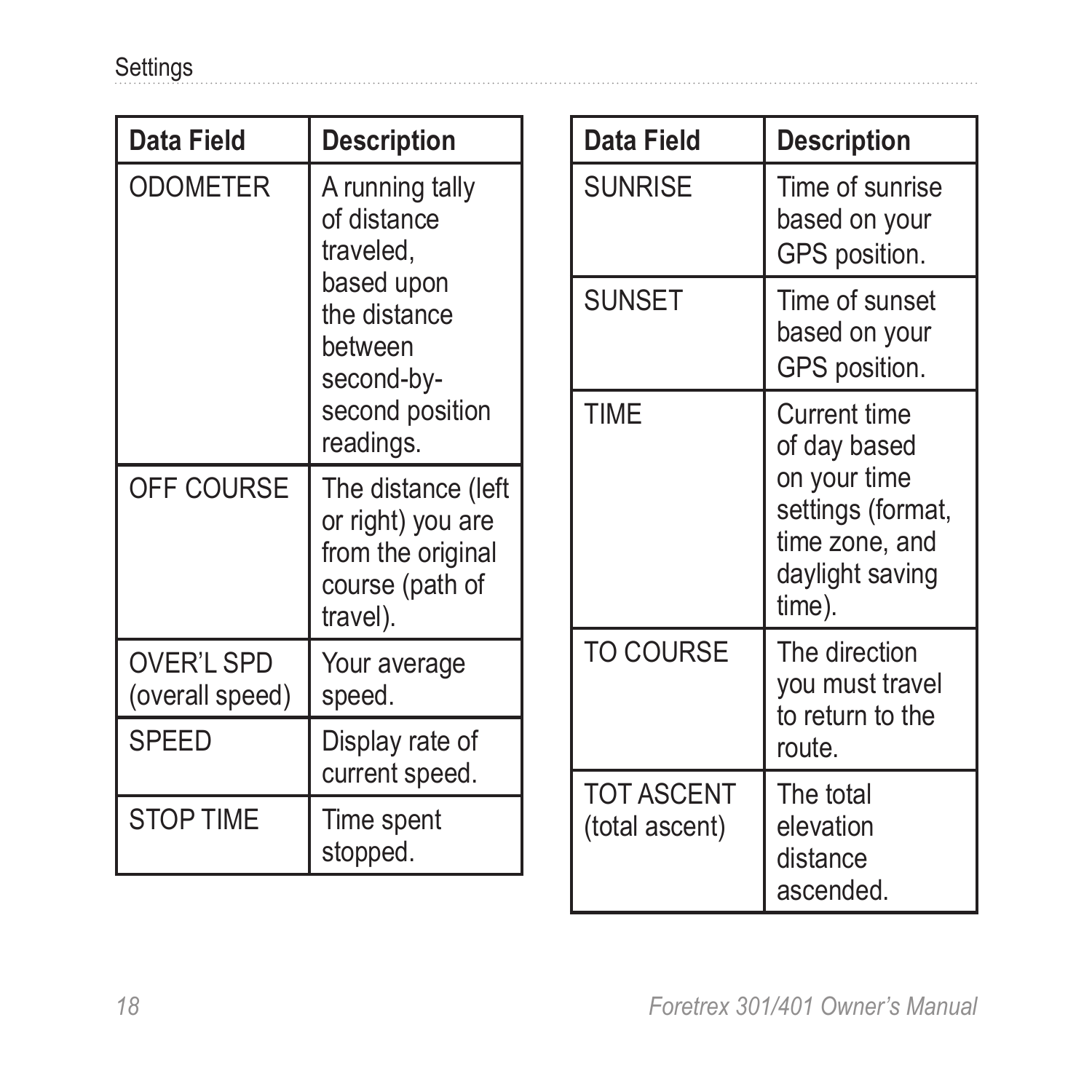| Data Field | Description |
| --- | --- |
| ODOMETER | A running tally of distance traveled, based upon the distance between second-by-second position readings. |
| OFF COURSE | The distance (left or right) you are from the original course (path of travel). |
| OVER'L SPD (overall speed) | Your average speed. |
| SPEED | Display rate of current speed. |
| STOP TIME | Time spent stopped. |

| Data Field | Description |
| --- | --- |
| SUNRISE | Time of sunrise based on your GPS position. |
| SUNSET | Time of sunset based on your GPS position. |
| TIME | Current time of day based on your time settings (format, time zone, and daylight saving time). |
| TO COURSE | The direction you must travel to return to the route. |
| TOT ASCENT (total ascent) | The total elevation distance ascended. |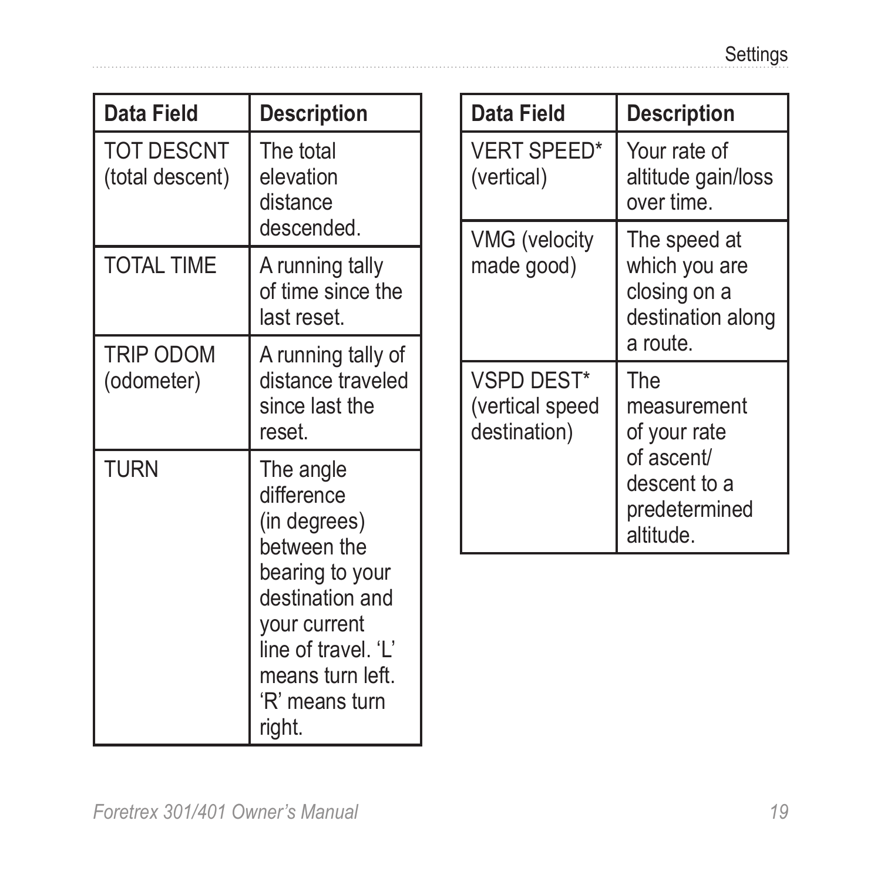| Data Field | Description |
| --- | --- |
| TOT DESCNT (total descent) | The total elevation distance descended. |
| TOTAL TIME | A running tally of time since the last reset. |
| TRIP ODOM (odometer) | A running tally of distance traveled since last the reset. |
| TURN | The angle difference (in degrees) between the bearing to your destination and your current line of travel. 'L' means turn left. 'R' means turn right. |

| Data Field | Description |
| --- | --- |
| VERT SPEED* (vertical) | Your rate of altitude gain/loss over time. |
| VMG (velocity made good) | The speed at which you are closing on a destination along a route. |
| VSPD DEST* (vertical speed destination) | The measurement of your rate of ascent/ descent to a predetermined altitude. |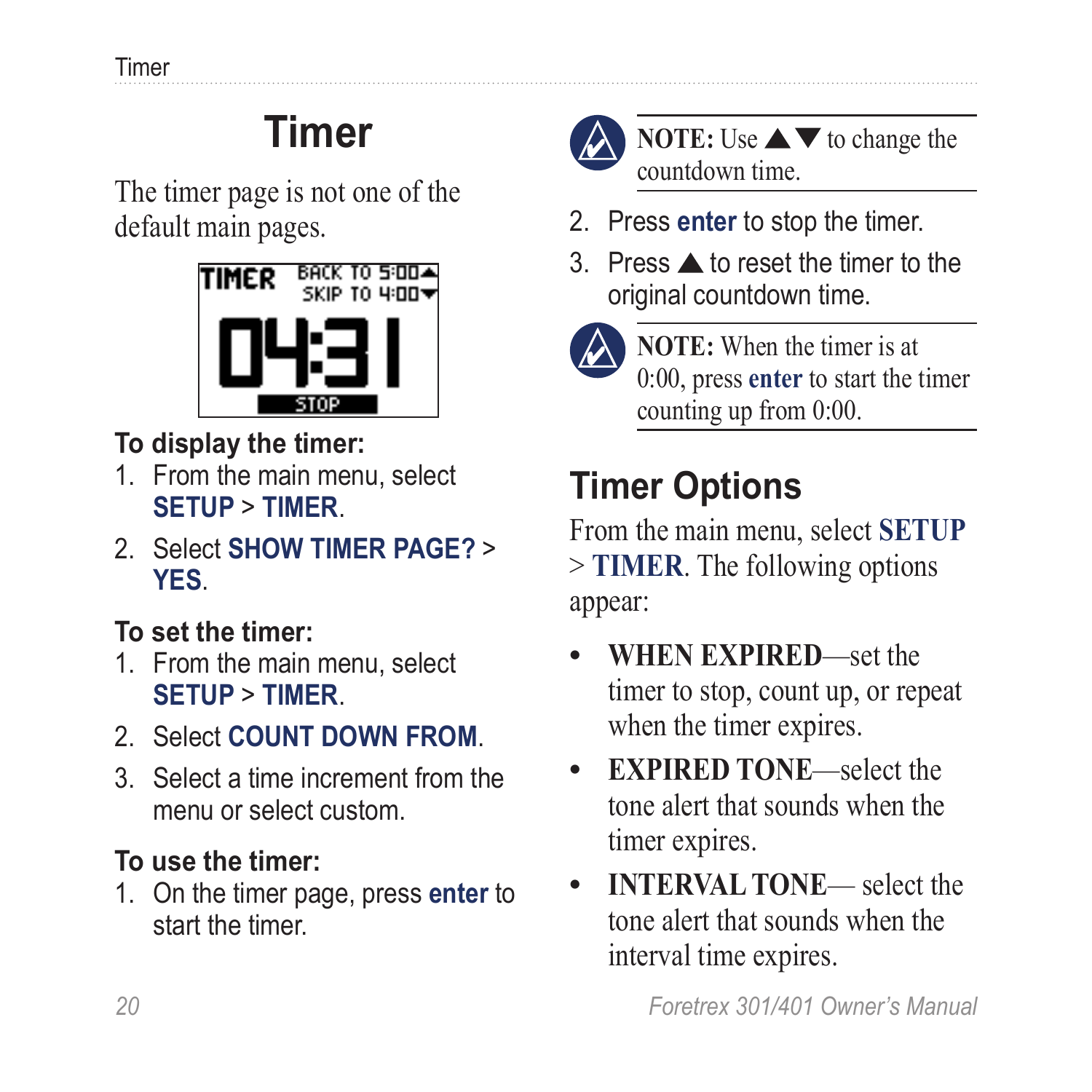# Timer

The timer page is not one of the default main pages.

**To display the timer:**

1. From the main menu, select **SETUP** > **TIMER**.
2. Select **SHOW TIMER PAGE?** > **YES**.

**To set the timer:**

1. From the main menu, select **SETUP** > **TIMER**.
2. Select **COUNT DOWN FROM**.
3. Select a time increment from the menu or select custom.

**To use the timer:**

1. On the timer page, press **enter** to start the timer.

> **NOTE:** Use ▲▼ to change the countdown time.

2. Press **enter** to stop the timer.
3. Press ▲ to reset the timer to the original countdown time.

> **NOTE:** When the timer is at 0:00, press **enter** to start the timer counting up from 0:00.

## Timer Options

From the main menu, select **SETUP** > **TIMER**. The following options appear:

- **WHEN EXPIRED**—set the timer to stop, count up, or repeat when the timer expires.
- **EXPIRED TONE**—select the tone alert that sounds when the timer expires.
- **INTERVAL TONE**— select the tone alert that sounds when the interval time expires.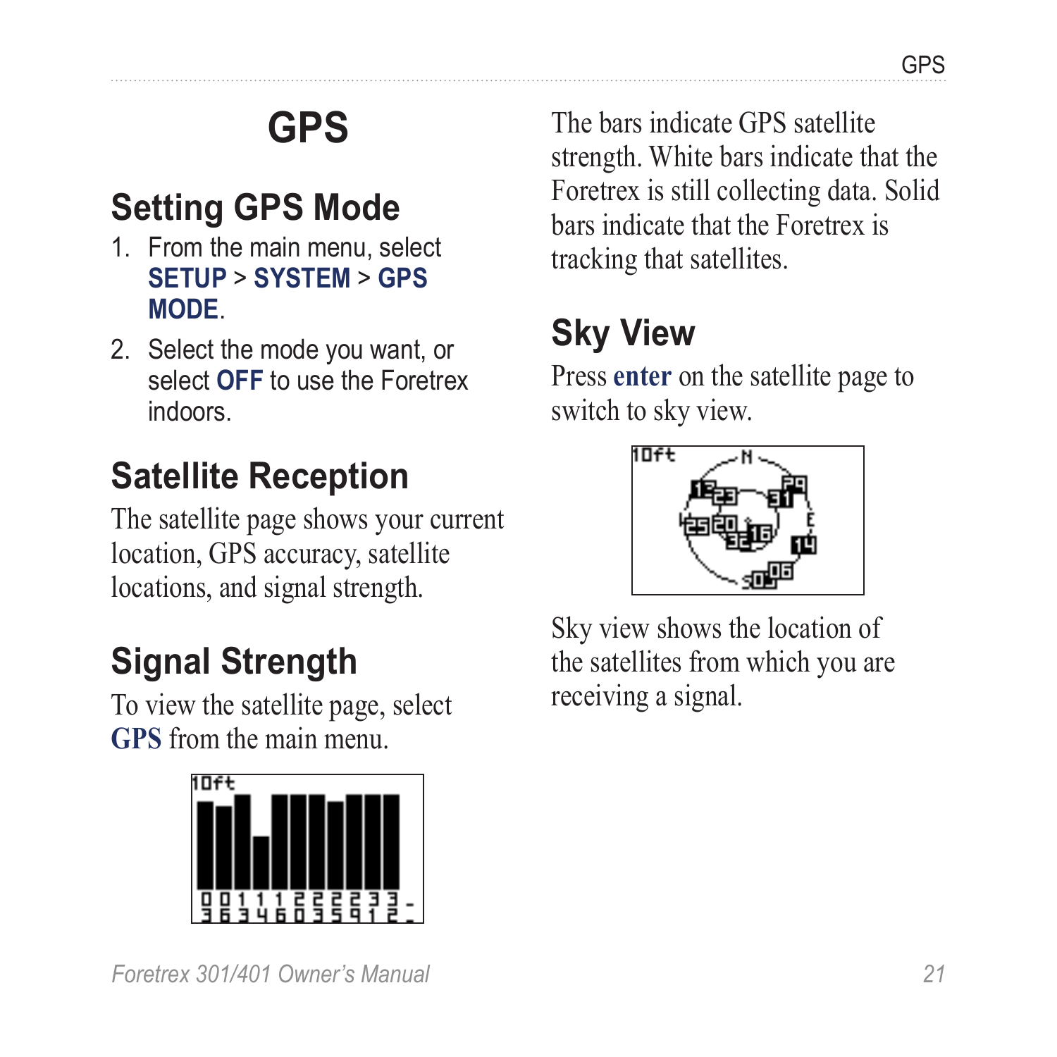# GPS

## Setting GPS Mode

1. From the main menu, select **SETUP** > **SYSTEM** > **GPS MODE**.
2. Select the mode you want, or select **OFF** to use the Foretrex indoors.

## Satellite Reception

The satellite page shows your current location, GPS accuracy, satellite locations, and signal strength.

## Signal Strength

To view the satellite page, select **GPS** from the main menu.

The bars indicate GPS satellite strength. White bars indicate that the Foretrex is still collecting data. Solid bars indicate that the Foretrex is tracking that satellites.

## Sky View

Press **enter** on the satellite page to switch to sky view.

Sky view shows the location of the satellites from which you are receiving a signal.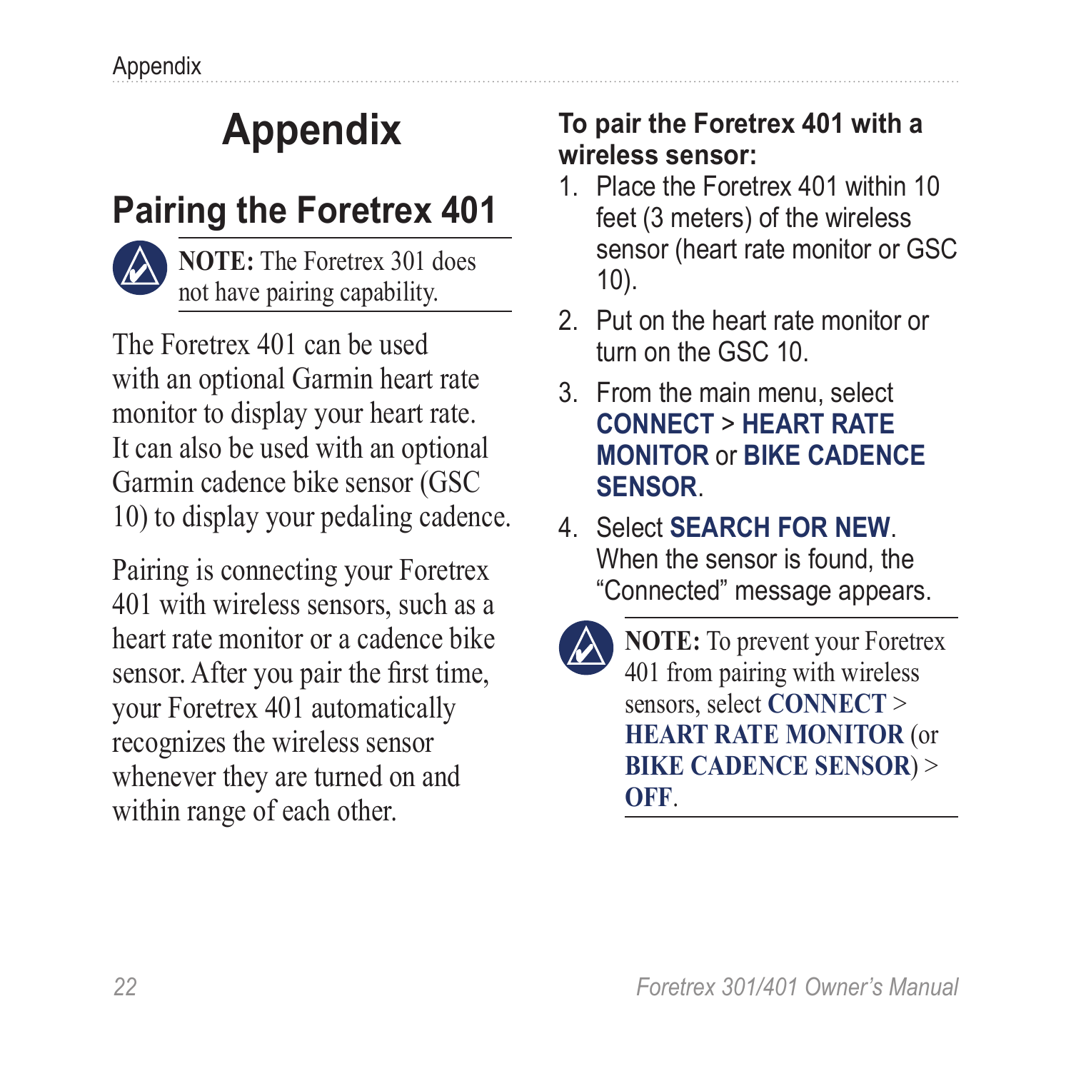# Appendix

## Pairing the Foretrex 401

> **NOTE:** The Foretrex 301 does not have pairing capability.

The Foretrex 401 can be used with an optional Garmin heart rate monitor to display your heart rate. It can also be used with an optional Garmin cadence bike sensor (GSC 10) to display your pedaling cadence.

Pairing is connecting your Foretrex 401 with wireless sensors, such as a heart rate monitor or a cadence bike sensor. After you pair the first time, your Foretrex 401 automatically recognizes the wireless sensor whenever they are turned on and within range of each other.

**To pair the Foretrex 401 with a wireless sensor:**

1. Place the Foretrex 401 within 10 feet (3 meters) of the wireless sensor (heart rate monitor or GSC 10).
2. Put on the heart rate monitor or turn on the GSC 10.
3. From the main menu, select **CONNECT** > **HEART RATE MONITOR** or **BIKE CADENCE SENSOR**.
4. Select **SEARCH FOR NEW**. When the sensor is found, the "Connected" message appears.

> **NOTE:** To prevent your Foretrex 401 from pairing with wireless sensors, select **CONNECT** > **HEART RATE MONITOR** (or **BIKE CADENCE SENSOR**) > **OFF**.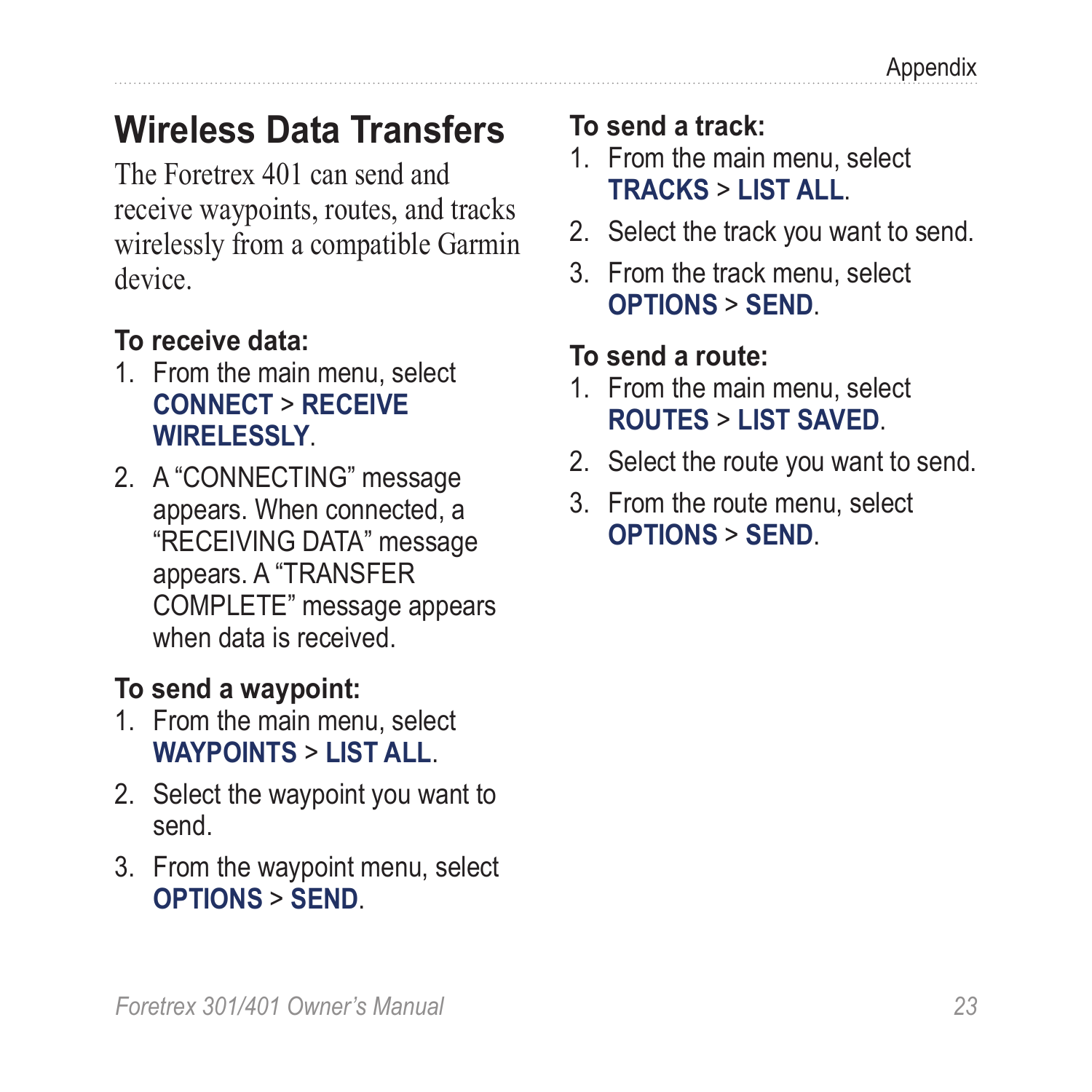## Wireless Data Transfers

The Foretrex 401 can send and receive waypoints, routes, and tracks wirelessly from a compatible Garmin device.

**To receive data:**

1. From the main menu, select **CONNECT** > **RECEIVE WIRELESSLY**.
2. A "CONNECTING" message appears. When connected, a "RECEIVING DATA" message appears. A "TRANSFER COMPLETE" message appears when data is received.

**To send a waypoint:**

1. From the main menu, select **WAYPOINTS** > **LIST ALL**.
2. Select the waypoint you want to send.
3. From the waypoint menu, select **OPTIONS** > **SEND**.

**To send a track:**

1. From the main menu, select **TRACKS** > **LIST ALL**.
2. Select the track you want to send.
3. From the track menu, select **OPTIONS** > **SEND**.

**To send a route:**

1. From the main menu, select **ROUTES** > **LIST SAVED**.
2. Select the route you want to send.
3. From the route menu, select **OPTIONS** > **SEND**.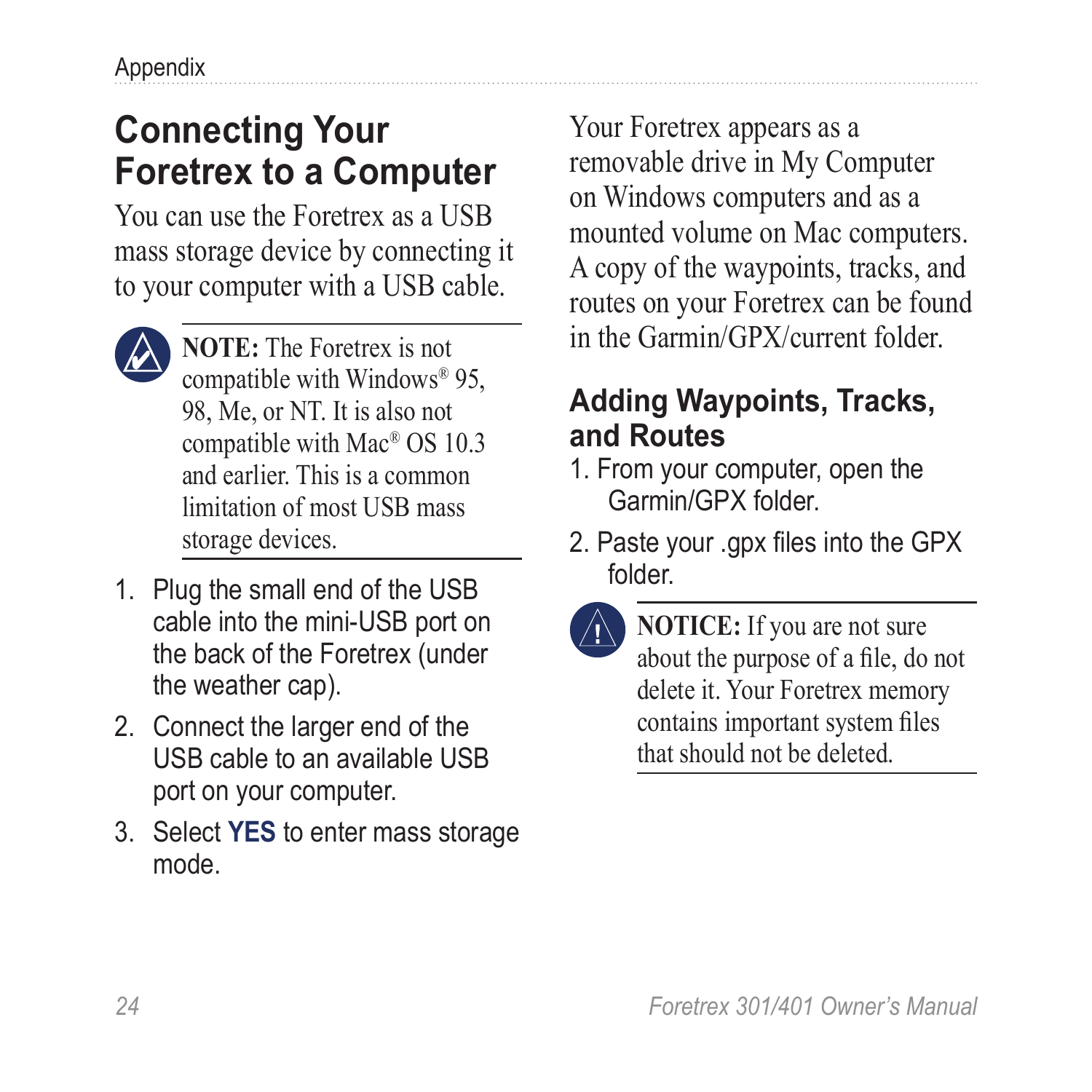## Connecting Your Foretrex to a Computer

You can use the Foretrex as a USB mass storage device by connecting it to your computer with a USB cable.

> **NOTE:** The Foretrex is not compatible with Windows® 95, 98, Me, or NT. It is also not compatible with Mac® OS 10.3 and earlier. This is a common limitation of most USB mass storage devices.

1. Plug the small end of the USB cable into the mini-USB port on the back of the Foretrex (under the weather cap).
2. Connect the larger end of the USB cable to an available USB port on your computer.
3. Select **YES** to enter mass storage mode.

Your Foretrex appears as a removable drive in My Computer on Windows computers and as a mounted volume on Mac computers. A copy of the waypoints, tracks, and routes on your Foretrex can be found in the Garmin/GPX/current folder.

### Adding Waypoints, Tracks, and Routes

1. From your computer, open the Garmin/GPX folder.
2. Paste your .gpx files into the GPX folder.

> **NOTICE:** If you are not sure about the purpose of a file, do not delete it. Your Foretrex memory contains important system files that should not be deleted.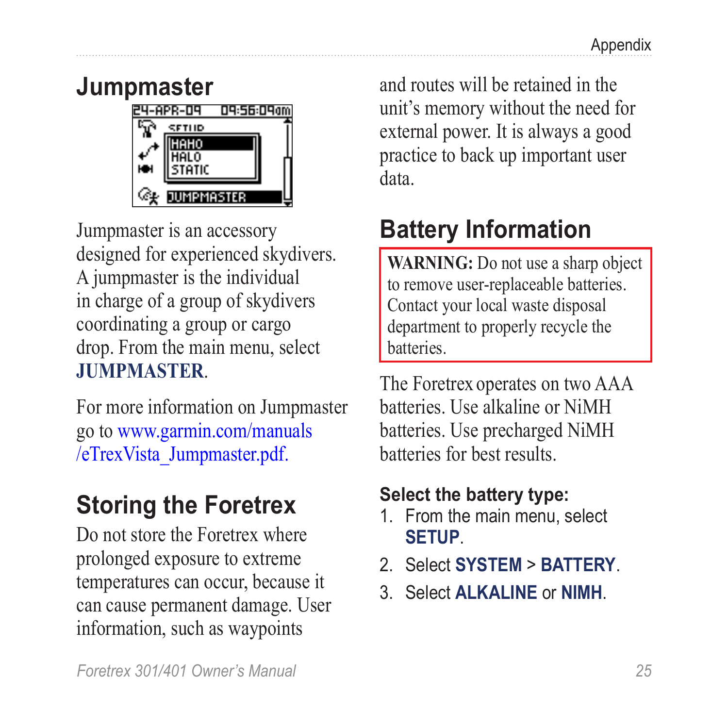## Jumpmaster

Jumpmaster is an accessory designed for experienced skydivers. A jumpmaster is the individual in charge of a group of skydivers coordinating a group or cargo drop. From the main menu, select **JUMPMASTER**.

For more information on Jumpmaster go to www.garmin.com/manuals/eTrexVista_Jumpmaster.pdf.

## Storing the Foretrex

Do not store the Foretrex where prolonged exposure to extreme temperatures can occur, because it can cause permanent damage. User information, such as waypoints and routes will be retained in the unit's memory without the need for external power. It is always a good practice to back up important user data.

## Battery Information

**WARNING:** Do not use a sharp object to remove user-replaceable batteries. Contact your local waste disposal department to properly recycle the batteries.

The Foretrex operates on two AAA batteries. Use alkaline or NiMH batteries. Use precharged NiMH batteries for best results.

**Select the battery type:**

1. From the main menu, select **SETUP**.
2. Select **SYSTEM** > **BATTERY**.
3. Select **ALKALINE** or **NIMH**.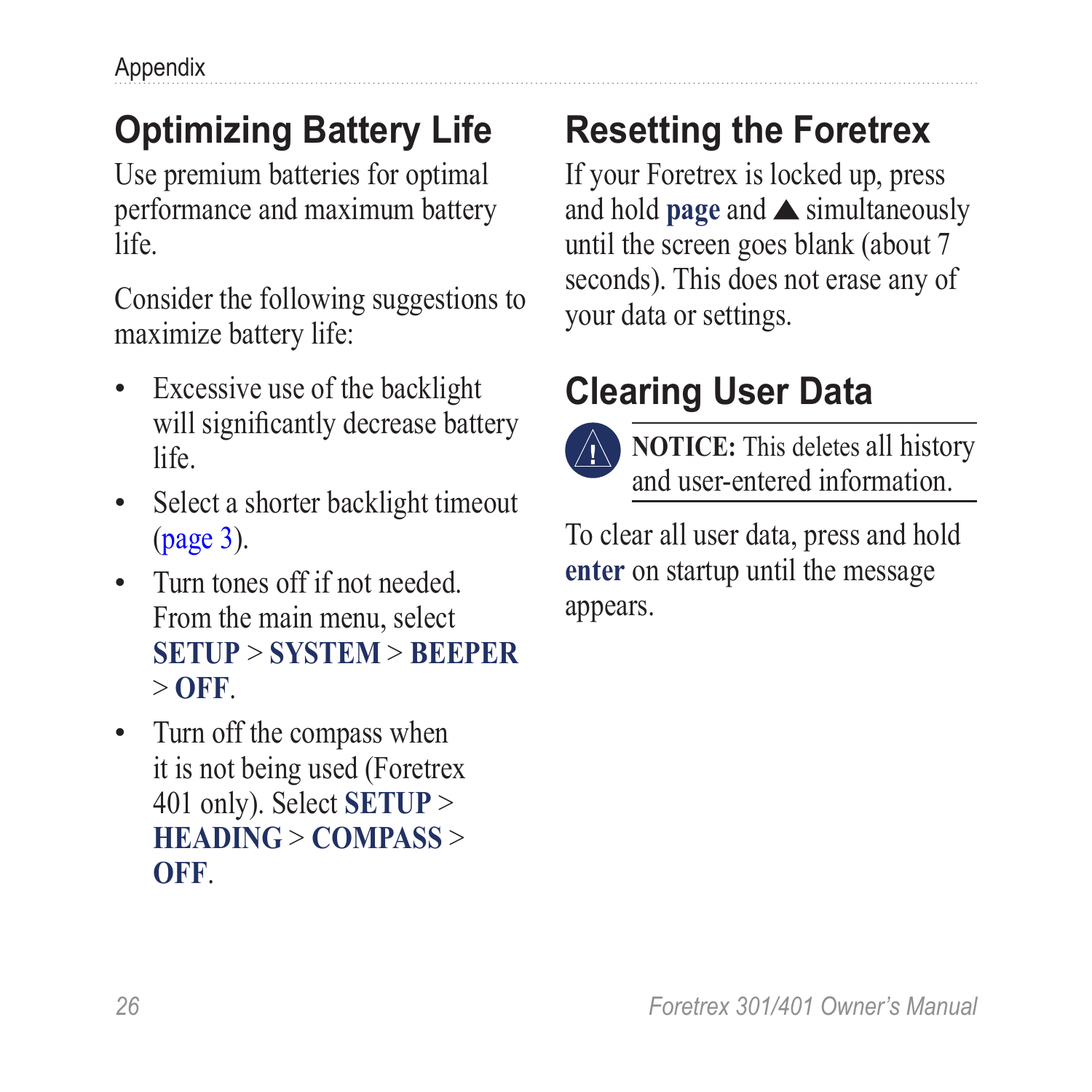## Optimizing Battery Life

Use premium batteries for optimal performance and maximum battery life.

Consider the following suggestions to maximize battery life:

- Excessive use of the backlight will significantly decrease battery life.
- Select a shorter backlight timeout (page 3).
- Turn tones off if not needed. From the main menu, select **SETUP** > **SYSTEM** > **BEEPER** > **OFF**.
- Turn off the compass when it is not being used (Foretrex 401 only). Select **SETUP** > **HEADING** > **COMPASS** > **OFF**.

## Resetting the Foretrex

If your Foretrex is locked up, press and hold **page** and ▲ simultaneously until the screen goes blank (about 7 seconds). This does not erase any of your data or settings.

## Clearing User Data

**NOTICE:** This deletes all history and user-entered information.

To clear all user data, press and hold **enter** on startup until the message appears.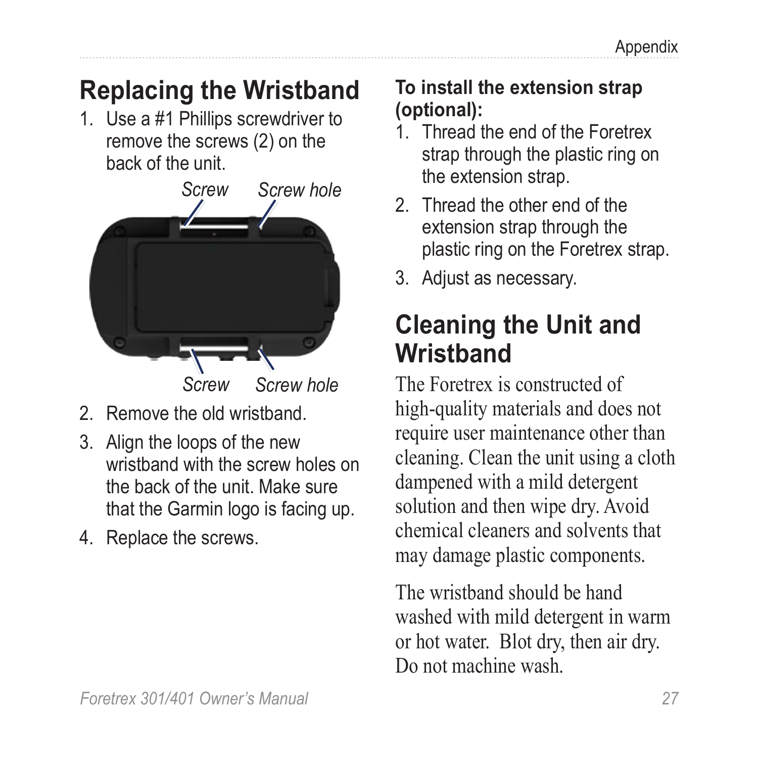## Replacing the Wristband

1. Use a #1 Phillips screwdriver to remove the screws (2) on the back of the unit.

*Screw* *Screw hole*

*Screw* *Screw hole*

2. Remove the old wristband.
3. Align the loops of the new wristband with the screw holes on the back of the unit. Make sure that the Garmin logo is facing up.
4. Replace the screws.

**To install the extension strap (optional):**

1. Thread the end of the Foretrex strap through the plastic ring on the extension strap.
2. Thread the other end of the extension strap through the plastic ring on the Foretrex strap.
3. Adjust as necessary.

## Cleaning the Unit and Wristband

The Foretrex is constructed of high-quality materials and does not require user maintenance other than cleaning. Clean the unit using a cloth dampened with a mild detergent solution and then wipe dry. Avoid chemical cleaners and solvents that may damage plastic components.

The wristband should be hand washed with mild detergent in warm or hot water. Blot dry, then air dry. Do not machine wash.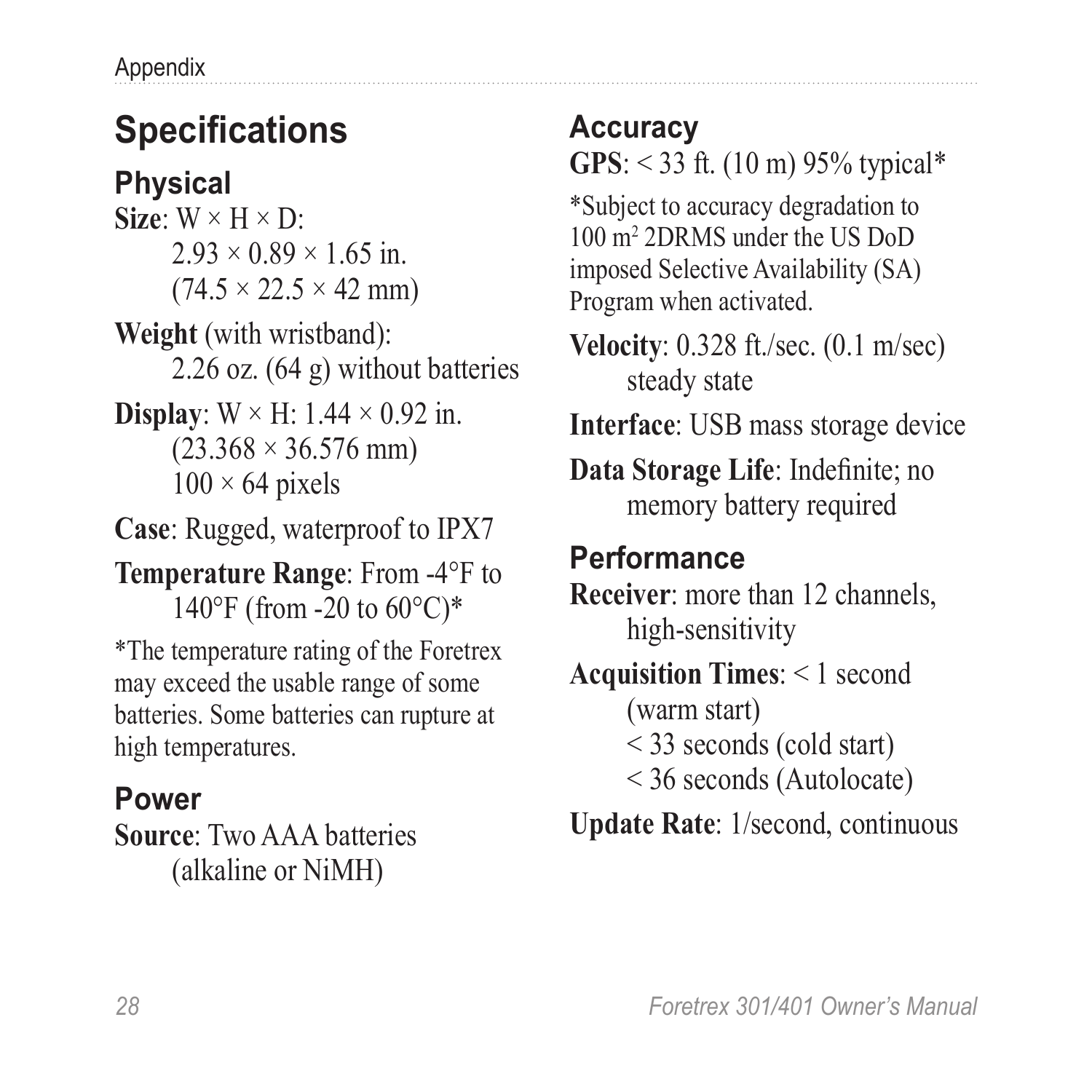# Specifications

## Physical

**Size**: W × H × D:
2.93 × 0.89 × 1.65 in.
(74.5 × 22.5 × 42 mm)

**Weight** (with wristband):
2.26 oz. (64 g) without batteries

**Display**: W × H: 1.44 × 0.92 in.
(23.368 × 36.576 mm)
100 × 64 pixels

**Case**: Rugged, waterproof to IPX7

**Temperature Range**: From -4°F to 140°F (from -20 to 60°C)*

*The temperature rating of the Foretrex may exceed the usable range of some batteries. Some batteries can rupture at high temperatures.

## Power

**Source**: Two AAA batteries (alkaline or NiMH)

## Accuracy

**GPS**: < 33 ft. (10 m) 95% typical*

*Subject to accuracy degradation to 100 $m^2$ 2DRMS under the US DoD imposed Selective Availability (SA) Program when activated.

**Velocity**: 0.328 ft./sec. (0.1 m/sec) steady state

**Interface**: USB mass storage device

**Data Storage Life**: Indefinite; no memory battery required

## Performance

**Receiver**: more than 12 channels, high-sensitivity

**Acquisition Times**: < 1 second (warm start)
< 33 seconds (cold start)
< 36 seconds (Autolocate)

**Update Rate**: 1/second, continuous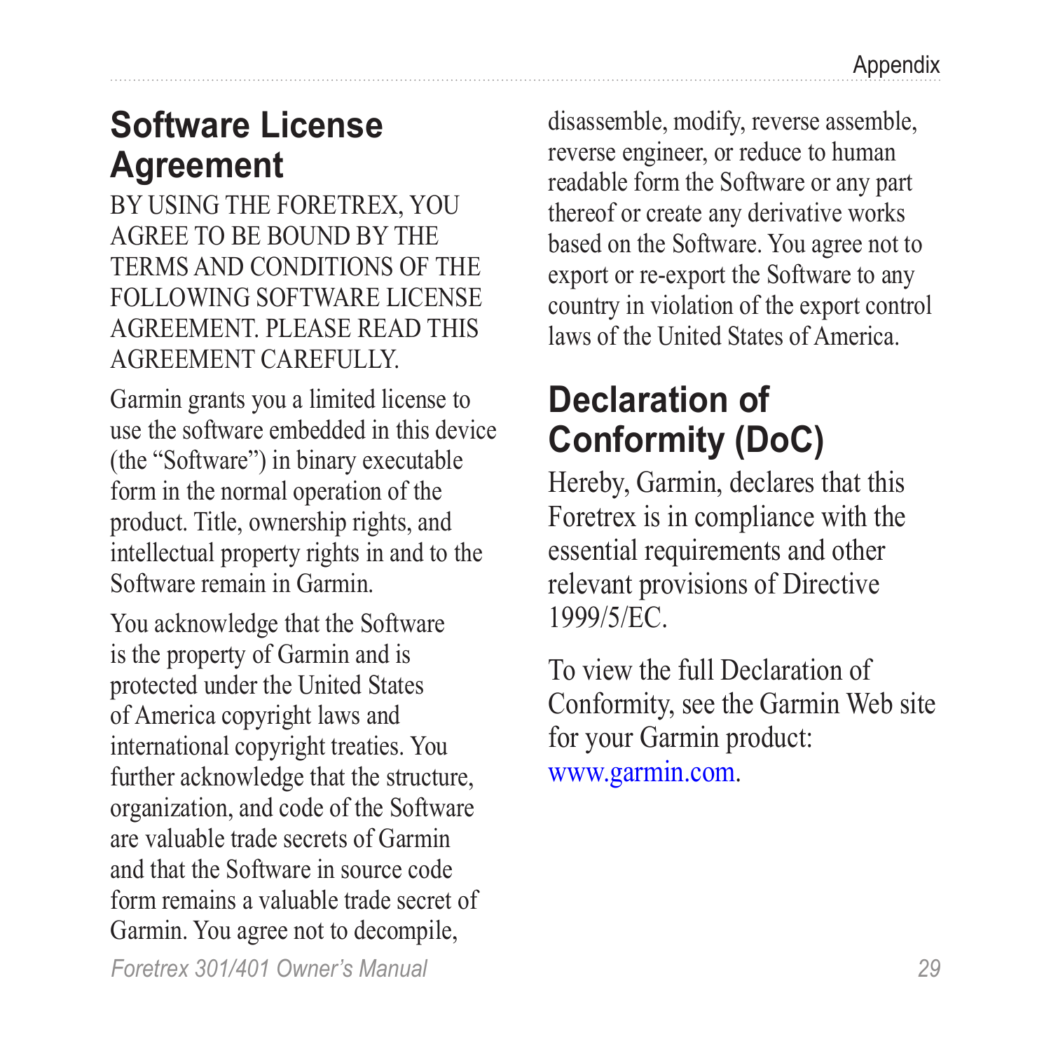## Software License Agreement

BY USING THE FORETREX, YOU AGREE TO BE BOUND BY THE TERMS AND CONDITIONS OF THE FOLLOWING SOFTWARE LICENSE AGREEMENT. PLEASE READ THIS AGREEMENT CAREFULLY.

Garmin grants you a limited license to use the software embedded in this device (the "Software") in binary executable form in the normal operation of the product. Title, ownership rights, and intellectual property rights in and to the Software remain in Garmin.

You acknowledge that the Software is the property of Garmin and is protected under the United States of America copyright laws and international copyright treaties. You further acknowledge that the structure, organization, and code of the Software are valuable trade secrets of Garmin and that the Software in source code form remains a valuable trade secret of Garmin. You agree not to decompile, disassemble, modify, reverse assemble, reverse engineer, or reduce to human readable form the Software or any part thereof or create any derivative works based on the Software. You agree not to export or re-export the Software to any country in violation of the export control laws of the United States of America.

## Declaration of Conformity (DoC)

Hereby, Garmin, declares that this Foretrex is in compliance with the essential requirements and other relevant provisions of Directive 1999/5/EC.

To view the full Declaration of Conformity, see the Garmin Web site for your Garmin product: www.garmin.com.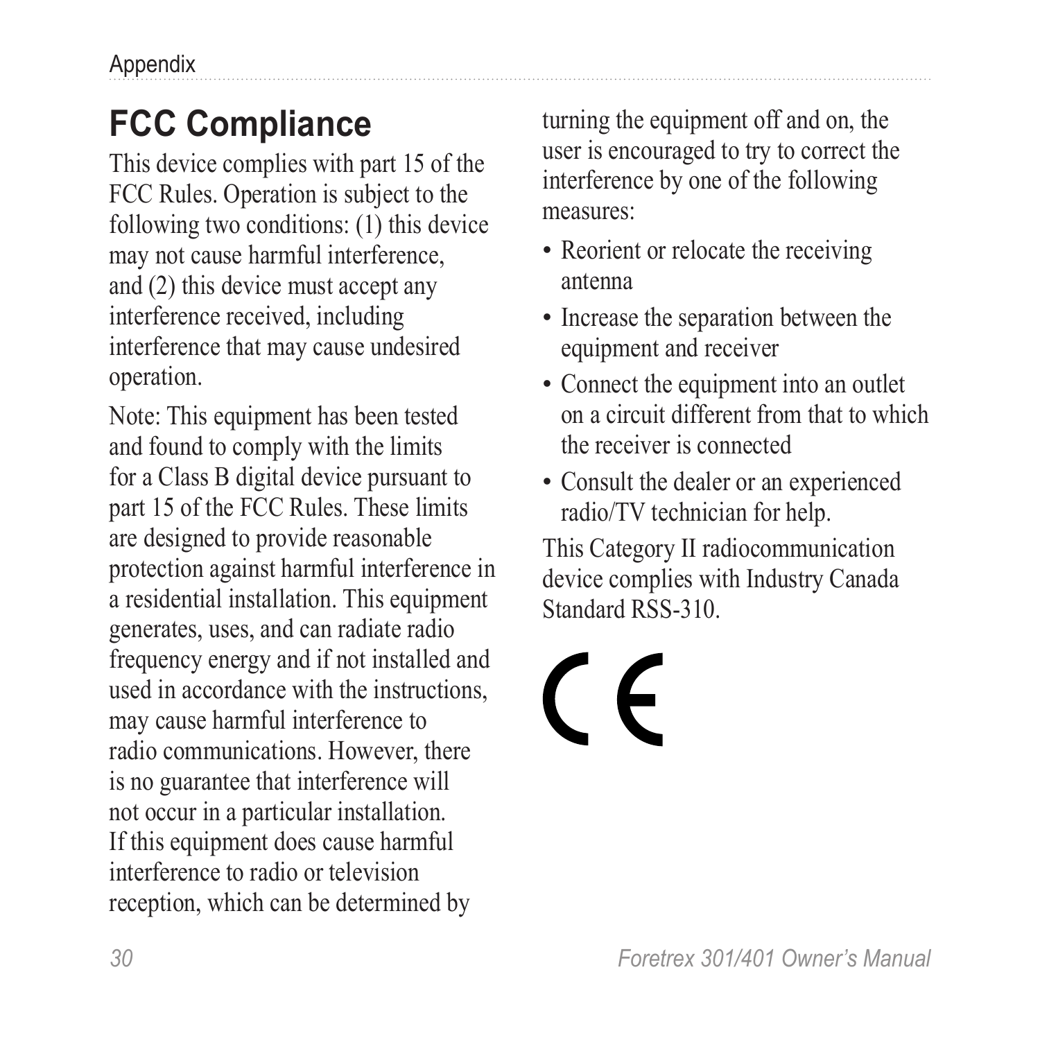## FCC Compliance

This device complies with part 15 of the FCC Rules. Operation is subject to the following two conditions: (1) this device may not cause harmful interference, and (2) this device must accept any interference received, including interference that may cause undesired operation.

Note: This equipment has been tested and found to comply with the limits for a Class B digital device pursuant to part 15 of the FCC Rules. These limits are designed to provide reasonable protection against harmful interference in a residential installation. This equipment generates, uses, and can radiate radio frequency energy and if not installed and used in accordance with the instructions, may cause harmful interference to radio communications. However, there is no guarantee that interference will not occur in a particular installation. If this equipment does cause harmful interference to radio or television reception, which can be determined by turning the equipment off and on, the user is encouraged to try to correct the interference by one of the following measures:

- Reorient or relocate the receiving antenna
- Increase the separation between the equipment and receiver
- Connect the equipment into an outlet on a circuit different from that to which the receiver is connected
- Consult the dealer or an experienced radio/TV technician for help.

This Category II radiocommunication device complies with Industry Canada Standard RSS-310.

CE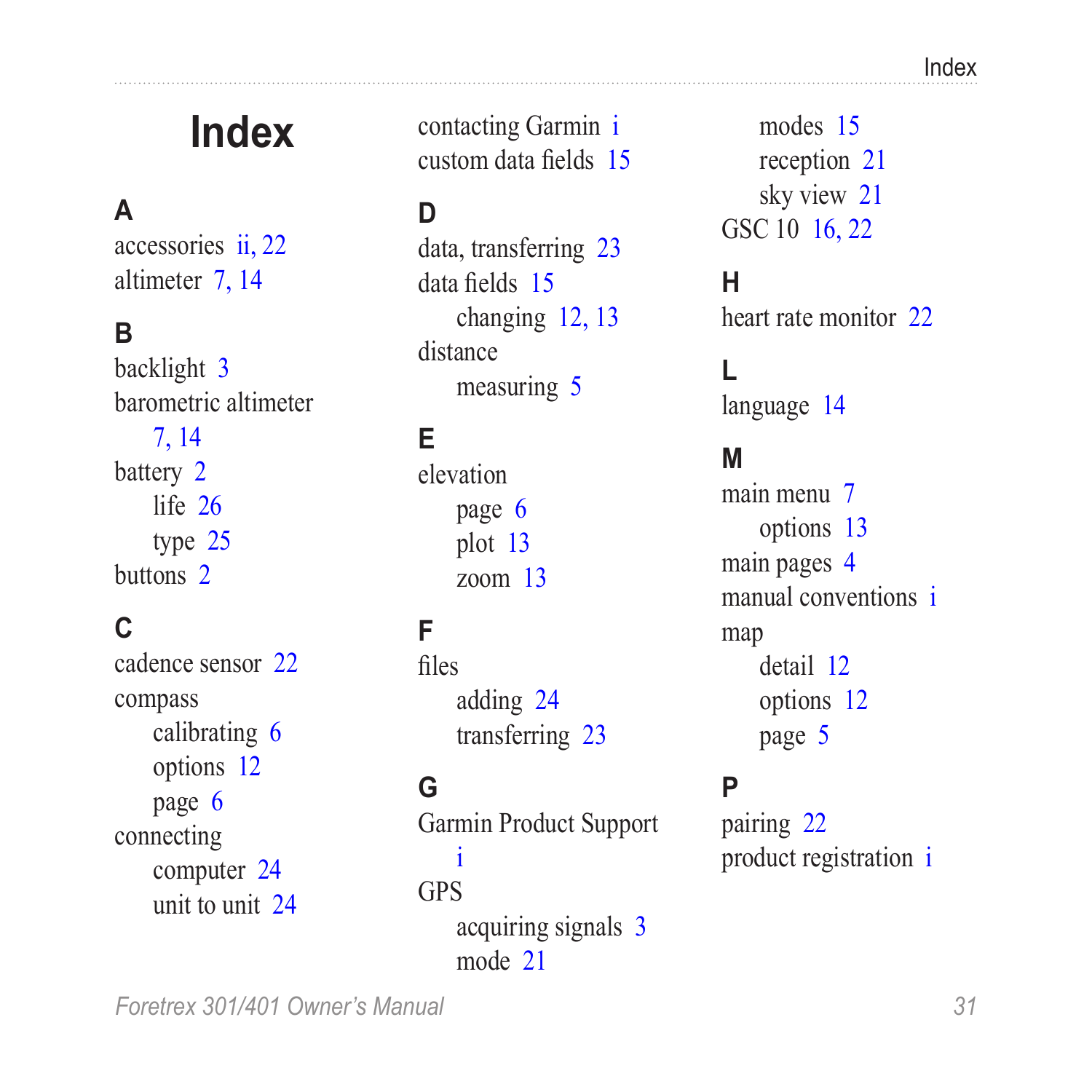# Index

## A

accessories ii, 22
altimeter 7, 14

## B

backlight 3
barometric altimeter 7, 14
battery 2
- life 26
- type 25

buttons 2

## C

cadence sensor 22
compass
- calibrating 6
- options 12
- page 6

connecting
- computer 24
- unit to unit 24

contacting Garmin i
custom data fields 15

## D

data, transferring 23
data fields 15
- changing 12, 13

distance
- measuring 5

## E

elevation
- page 6
- plot 13
- zoom 13

## F

files
- adding 24
- transferring 23

## G

Garmin Product Support i
GPS
- acquiring signals 3
- mode 21
- modes 15
- reception 21
- sky view 21

GSC 10 16, 22

## H

heart rate monitor 22

## L

language 14

## M

main menu 7
- options 13

main pages 4
manual conventions i
map
- detail 12
- options 12
- page 5

## P

pairing 22
product registration i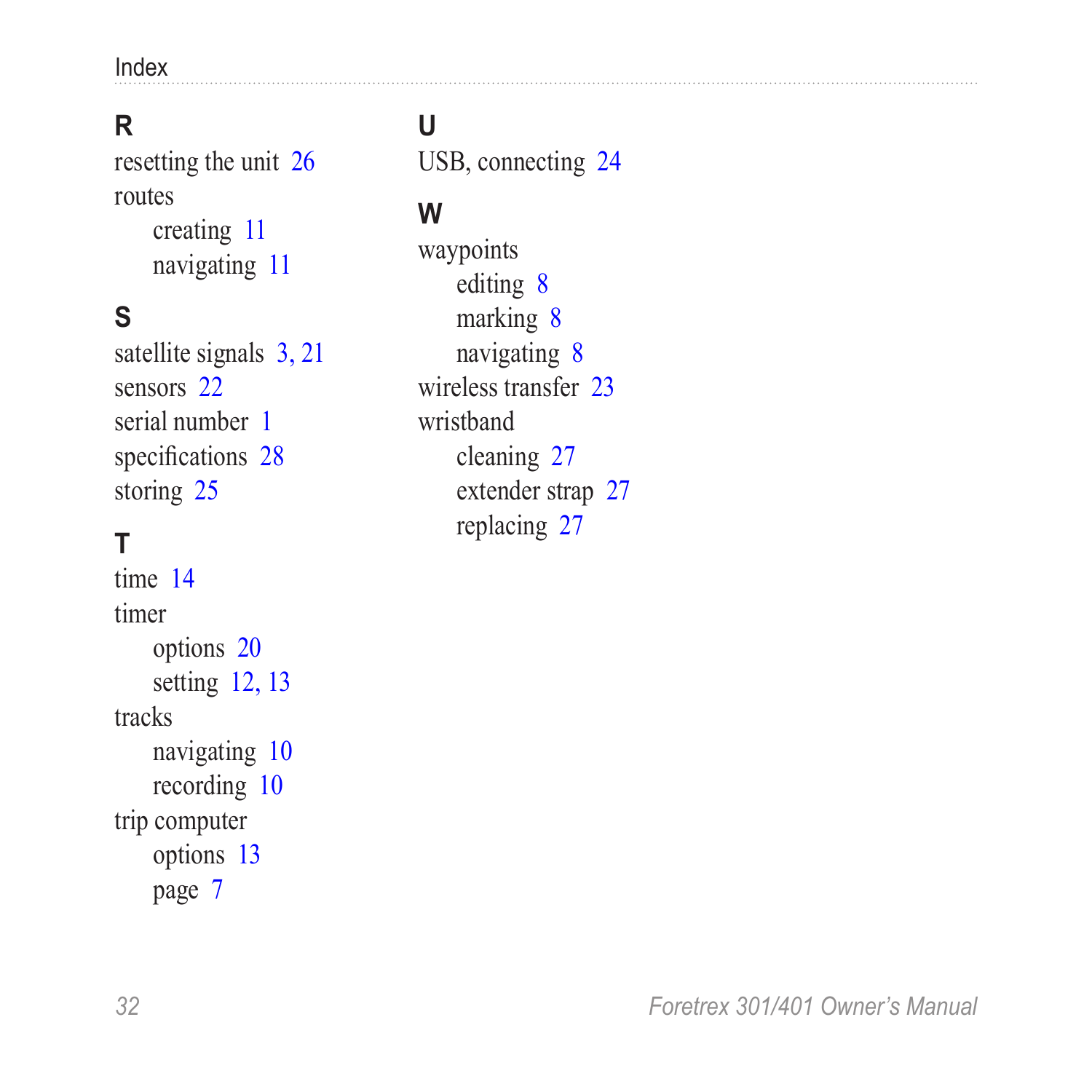## R

resetting the unit 26

routes

- creating 11
- navigating 11

## S

satellite signals 3, 21

sensors 22

serial number 1

specifications 28

storing 25

## T

time 14

timer

- options 20
- setting 12, 13

tracks

- navigating 10
- recording 10

trip computer

- options 13
- page 7

## U

USB, connecting 24

## W

waypoints

- editing 8
- marking 8
- navigating 8

wireless transfer 23

wristband

- cleaning 27
- extender strap 27
- replacing 27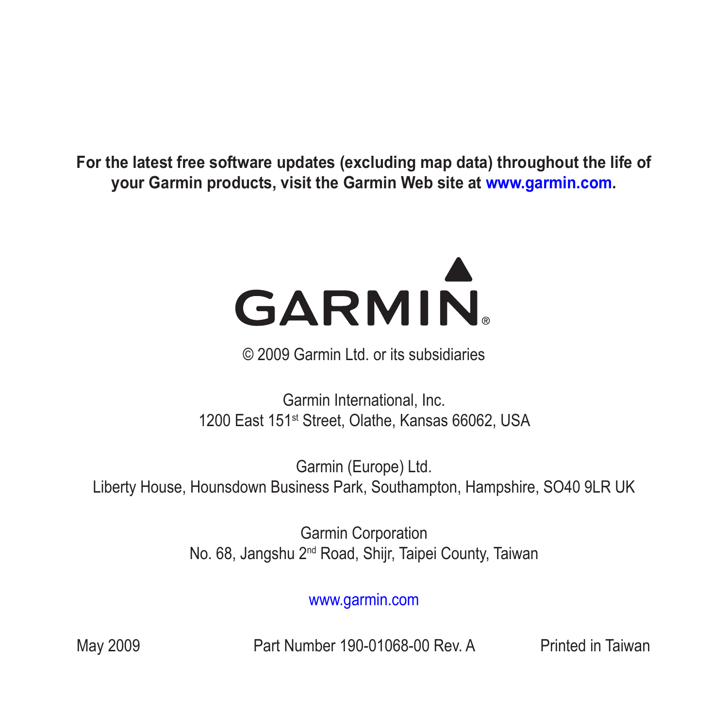**For the latest free software updates (excluding map data) throughout the life of your Garmin products, visit the Garmin Web site at www.garmin.com.**

GARMIN®

© 2009 Garmin Ltd. or its subsidiaries

Garmin International, Inc.
1200 East 151st Street, Olathe, Kansas 66062, USA

Garmin (Europe) Ltd.
Liberty House, Hounsdown Business Park, Southampton, Hampshire, SO40 9LR UK

Garmin Corporation
No. 68, Jangshu 2nd Road, Shijr, Taipei County, Taiwan

www.garmin.com

May 2009 Part Number 190-01068-00 Rev. A Printed in Taiwan